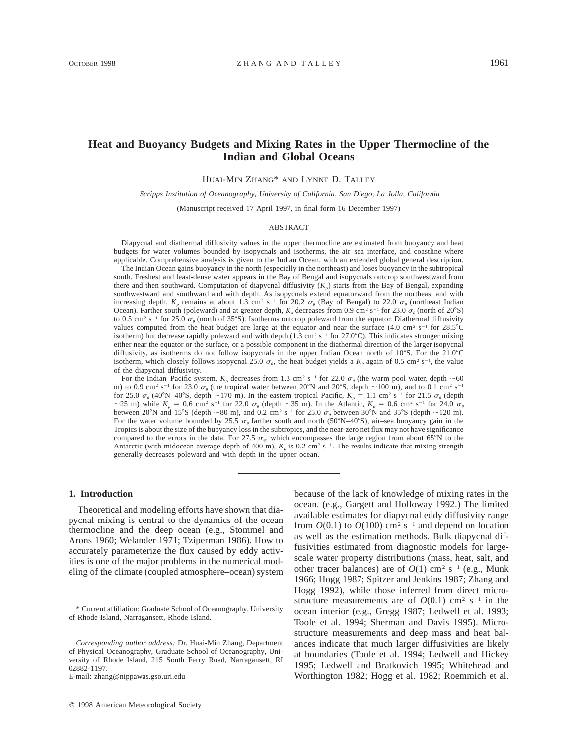# Heat and Buoyancy Budgets and Mixing Rates in the Upper Thermocline of the Indian and Global Oceans

HUAI-MIN ZHANG* AND LYNNE D. TALLEY

*Scripps Institution of Oceanography, University of California, San Diego, La Jolla, California*

(Manuscript received 17 April 1997, in final form 16 December 1997)

## ABSTRACT

Diapycnal and diathermal diffusivity values in the upper thermocline are estimated from buoyancy and heat budgets for water volumes bounded by isopycnals and isotherms, the air–sea interface, and coastline where applicable. Comprehensive analysis is given to the Indian Ocean, with an extended global general description.

The Indian Ocean gains buoyancy in the north (especially in the northeast) and loses buoyancy in the subtropical south. Freshest and least-dense water appears in the Bay of Bengal and isopycnals outcrop southwestward from there and then southward. Computation of diapycnal diffusivity ($K_\rho$) starts from the Bay of Bengal, expanding southwestward and southward and with depth. As isopycnals extend equatorward from the northeast and with increasing depth, $K_\rho$ remains at about 1.3 cm$^2$ s$^{-1}$ for 20.2 $\sigma_\theta$ (Bay of Bengal) to 22.0 $\sigma_\theta$ (northeast Indian Ocean). Farther south (poleward) and at greater depth, $K_\rho$ decreases from 0.9 cm$^2$ s$^{-1}$ for 23.0 $\sigma_\theta$ (north of 20°S) to 0.5 cm$^2$ s$^{-1}$ for 25.0 $\sigma_\theta$ (north of 35°S). Isotherms outcrop poleward from the equator. Diathermal diffusivity values computed from the heat budget are large at the equator and near the surface (4.0 cm$^2$ s$^{-1}$ for 28.5°C isotherm) but decrease rapidly poleward and with depth (1.3 cm$^2$ s$^{-1}$ for 27.0°C). This indicates stronger mixing either near the equator or the surface, or a possible component in the diathermal direction of the larger isopycnal diffusivity, as isotherms do not follow isopycnals in the upper Indian Ocean north of 10°S. For the 21.0°C isotherm, which closely follows isopycnal 25.0 $\sigma_\theta$, the heat budget yields a $K_\theta$ again of 0.5 cm$^2$ s$^{-1}$, the value of the diapycnal diffusivity.

For the Indian–Pacific system, $K_\rho$ decreases from 1.3 cm$^2$ s$^{-1}$ for 22.0 $\sigma_\theta$ (the warm pool water, depth ~60 m) to 0.9 cm$^2$ s$^{-1}$ for 23.0 $\sigma_\theta$ (the tropical water between 20°N and 20°S, depth ~100 m), and to 0.1 cm$^2$ s$^{-1}$ for 25.0 $\sigma_\theta$ (40°N–40°S, depth ~170 m). In the eastern tropical Pacific, $K_\rho$ = 1.1 cm$^2$ s$^{-1}$ for 21.5 $\sigma_\theta$ (depth ~25 m) while $K_\rho$ = 0.6 cm$^2$ s$^{-1}$ for 22.0 $\sigma_\theta$ (depth ~35 m). In the Atlantic, $K_\rho$ = 0.6 cm$^2$ s$^{-1}$ for 24.0 $\sigma_\theta$ between 20°N and 15°S (depth ~80 m), and 0.2 cm$^2$ s$^{-1}$ for 25.0 $\sigma_\theta$ between 30°N and 35°S (depth ~120 m). For the water volume bounded by 25.5 $\sigma_\theta$ farther south and north (50°N–40°S), air–sea buoyancy gain in the Tropics is about the size of the buoyancy loss in the subtropics, and the near-zero net flux may not have significance compared to the errors in the data. For 27.5 $\sigma_\theta$, which encompasses the large region from about 65°N to the Antarctic (with midocean average depth of 400 m), $K_\rho$ is 0.2 cm$^2$ s$^{-1}$. The results indicate that mixing strength generally decreases poleward and with depth in the upper ocean.

## 1. Introduction

Theoretical and modeling efforts have shown that diapycnal mixing is central to the dynamics of the ocean thermocline and the deep ocean (e.g., Stommel and Arons 1960; Welander 1971; Tziperman 1986). How to accurately parameterize the flux caused by eddy activities is one of the major problems in the numerical modeling of the climate (coupled atmosphere–ocean) system because of the lack of knowledge of mixing rates in the ocean. (e.g., Gargett and Holloway 1992.) The limited available estimates for diapycnal eddy diffusivity range from $O(0.1)$ to $O(100)$ cm$^2$ s$^{-1}$ and depend on location as well as the estimation methods. Bulk diapycnal diffusivities estimated from diagnostic models for large-scale water property distributions (mass, heat, salt, and other tracer balances) are of $O(1)$ cm$^2$ s$^{-1}$ (e.g., Munk 1966; Hogg 1987; Spitzer and Jenkins 1987; Zhang and Hogg 1992), while those inferred from direct microstructure measurements are of $O(0.1)$ cm$^2$ s$^{-1}$ in the ocean interior (e.g., Gregg 1987; Ledwell et al. 1993; Toole et al. 1994; Sherman and Davis 1995). Microstructure measurements and deep mass and heat balances indicate that much larger diffusivities are likely at boundaries (Toole et al. 1994; Ledwell and Hickey 1995; Ledwell and Bratkovich 1995; Whitehead and Worthington 1982; Hogg et al. 1982; Roemmich et al.

* Current affiliation: Graduate School of Oceanography, University of Rhode Island, Narragansett, Rhode Island.

*Corresponding author address:* Dr. Huai-Min Zhang, Department of Physical Oceanography, Graduate School of Oceanography, University of Rhode Island, 215 South Ferry Road, Narragansett, RI 02882-1197.
E-mail: zhang@nippawas.gso.uri.edu

© 1998 American Meteorological Society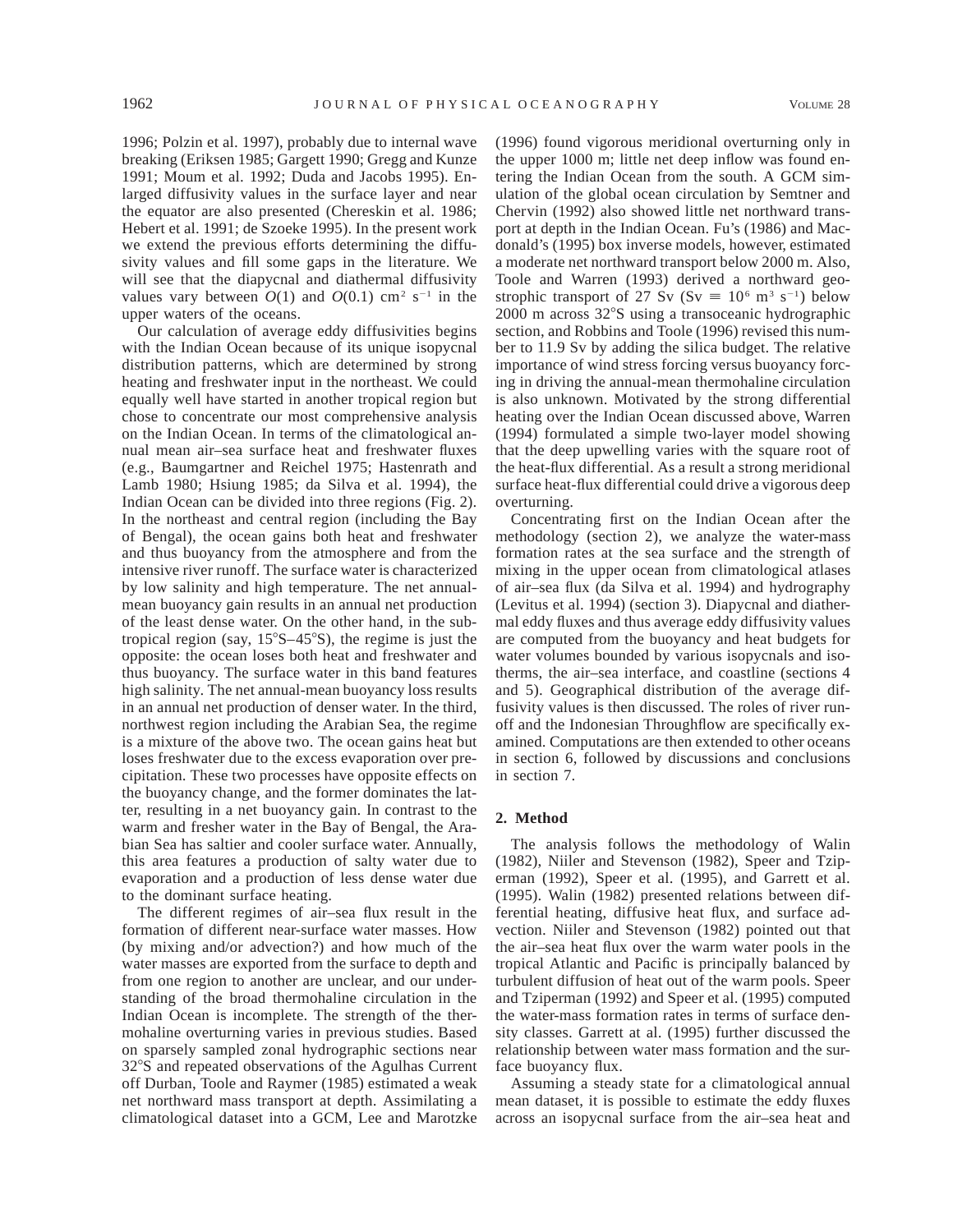1996; Polzin et al. 1997), probably due to internal wave breaking (Eriksen 1985; Gargett 1990; Gregg and Kunze 1991; Moum et al. 1992; Duda and Jacobs 1995). Enlarged diffusivity values in the surface layer and near the equator are also presented (Chereskin et al. 1986; Hebert et al. 1991; de Szoeke 1995). In the present work we extend the previous efforts determining the diffusivity values and fill some gaps in the literature. We will see that the diapycnal and diathermal diffusivity values vary between $O(1)$ and $O(0.1)$ cm$^2$ s$^{-1}$ in the upper waters of the oceans.

Our calculation of average eddy diffusivities begins with the Indian Ocean because of its unique isopycnal distribution patterns, which are determined by strong heating and freshwater input in the northeast. We could equally well have started in another tropical region but chose to concentrate our most comprehensive analysis on the Indian Ocean. In terms of the climatological annual mean air–sea surface heat and freshwater fluxes (e.g., Baumgartner and Reichel 1975; Hastenrath and Lamb 1980; Hsiung 1985; da Silva et al. 1994), the Indian Ocean can be divided into three regions (Fig. 2). In the northeast and central region (including the Bay of Bengal), the ocean gains both heat and freshwater and thus buoyancy from the atmosphere and from the intensive river runoff. The surface water is characterized by low salinity and high temperature. The net annual-mean buoyancy gain results in an annual net production of the least dense water. On the other hand, in the subtropical region (say, 15°S–45°S), the regime is just the opposite: the ocean loses both heat and freshwater and thus buoyancy. The surface water in this band features high salinity. The net annual-mean buoyancy loss results in an annual net production of denser water. In the third, northwest region including the Arabian Sea, the regime is a mixture of the above two. The ocean gains heat but loses freshwater due to the excess evaporation over precipitation. These two processes have opposite effects on the buoyancy change, and the former dominates the latter, resulting in a net buoyancy gain. In contrast to the warm and fresher water in the Bay of Bengal, the Arabian Sea has saltier and cooler surface water. Annually, this area features a production of salty water due to evaporation and a production of less dense water due to the dominant surface heating.

The different regimes of air–sea flux result in the formation of different near-surface water masses. How (by mixing and/or advection?) and how much of the water masses are exported from the surface to depth and from one region to another are unclear, and our understanding of the broad thermohaline circulation in the Indian Ocean is incomplete. The strength of the thermohaline overturning varies in previous studies. Based on sparsely sampled zonal hydrographic sections near 32°S and repeated observations of the Agulhas Current off Durban, Toole and Raymer (1985) estimated a weak net northward mass transport at depth. Assimilating a climatological dataset into a GCM, Lee and Marotzke (1996) found vigorous meridional overturning only in the upper 1000 m; little net deep inflow was found entering the Indian Ocean from the south. A GCM simulation of the global ocean circulation by Semtner and Chervin (1992) also showed little net northward transport at depth in the Indian Ocean. Fu's (1986) and Macdonald's (1995) box inverse models, however, estimated a moderate net northward transport below 2000 m. Also, Toole and Warren (1993) derived a northward geostrophic transport of 27 Sv (Sv $\equiv 10^6$ m$^3$ s$^{-1}$) below 2000 m across 32°S using a transoceanic hydrographic section, and Robbins and Toole (1996) revised this number to 11.9 Sv by adding the silica budget. The relative importance of wind stress forcing versus buoyancy forcing in driving the annual-mean thermohaline circulation is also unknown. Motivated by the strong differential heating over the Indian Ocean discussed above, Warren (1994) formulated a simple two-layer model showing that the deep upwelling varies with the square root of the heat-flux differential. As a result a strong meridional surface heat-flux differential could drive a vigorous deep overturning.

Concentrating first on the Indian Ocean after the methodology (section 2), we analyze the water-mass formation rates at the sea surface and the strength of mixing in the upper ocean from climatological atlases of air–sea flux (da Silva et al. 1994) and hydrography (Levitus et al. 1994) (section 3). Diapycnal and diathermal eddy fluxes and thus average eddy diffusivity values are computed from the buoyancy and heat budgets for water volumes bounded by various isopycnals and isotherms, the air–sea interface, and coastline (sections 4 and 5). Geographical distribution of the average diffusivity values is then discussed. The roles of river runoff and the Indonesian Throughflow are specifically examined. Computations are then extended to other oceans in section 6, followed by discussions and conclusions in section 7.

## 2. Method

The analysis follows the methodology of Walin (1982), Niiler and Stevenson (1982), Speer and Tziperman (1992), Speer et al. (1995), and Garrett et al. (1995). Walin (1982) presented relations between differential heating, diffusive heat flux, and surface advection. Niiler and Stevenson (1982) pointed out that the air–sea heat flux over the warm water pools in the tropical Atlantic and Pacific is principally balanced by turbulent diffusion of heat out of the warm pools. Speer and Tziperman (1992) and Speer et al. (1995) computed the water-mass formation rates in terms of surface density classes. Garrett at al. (1995) further discussed the relationship between water mass formation and the surface buoyancy flux.

Assuming a steady state for a climatological annual mean dataset, it is possible to estimate the eddy fluxes across an isopycnal surface from the air–sea heat and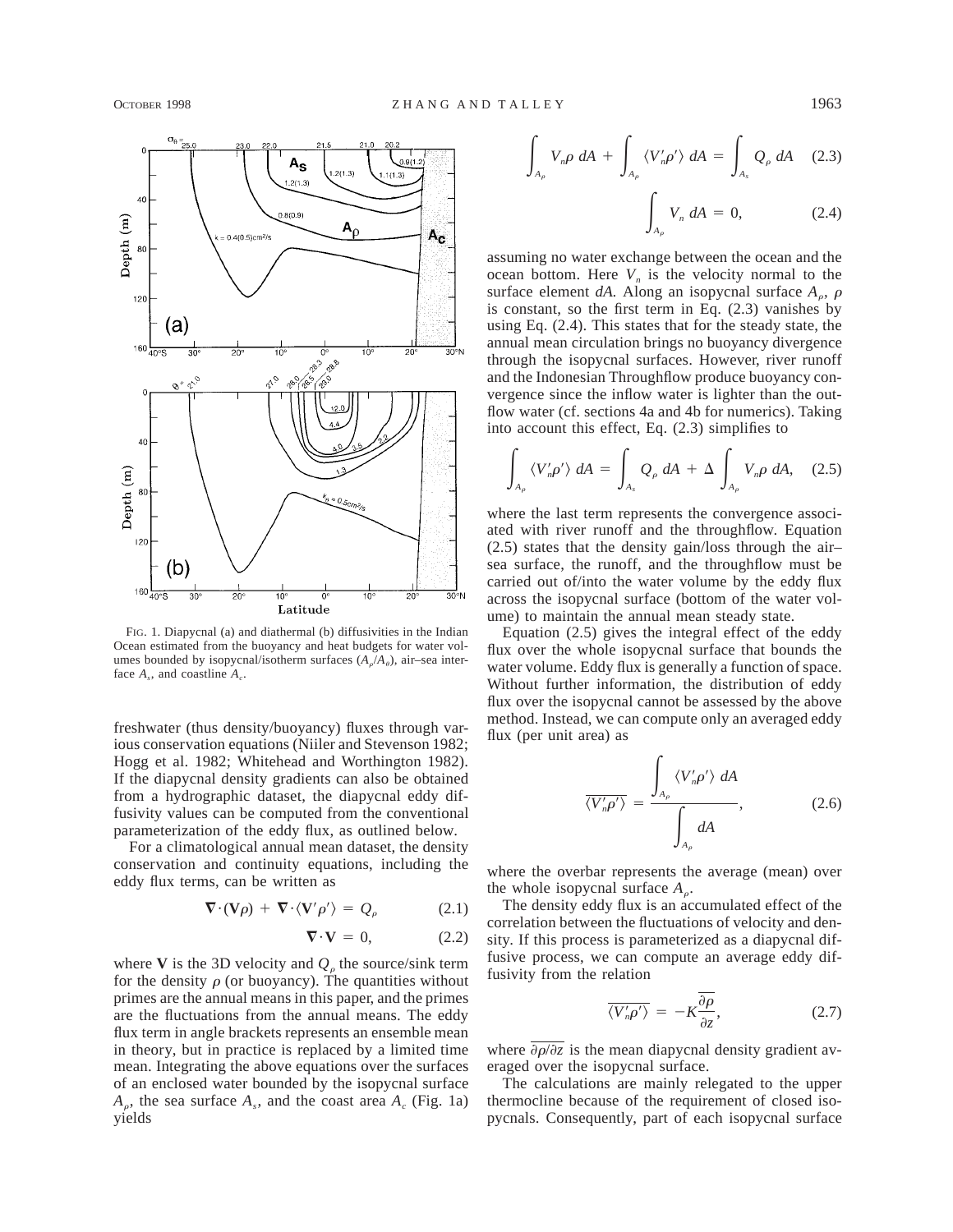FIG. 1. Diapycnal (a) and diathermal (b) diffusivities in the Indian Ocean estimated from the buoyancy and heat budgets for water volumes bounded by isopycnal/isotherm surfaces ($A_\rho/A_\theta$), air–sea interface $A_s$, and coastline $A_c$.

freshwater (thus density/buoyancy) fluxes through various conservation equations (Niiler and Stevenson 1982; Hogg et al. 1982; Whitehead and Worthington 1982). If the diapycnal density gradients can also be obtained from a hydrographic dataset, the diapycnal eddy diffusivity values can be computed from the conventional parameterization of the eddy flux, as outlined below.

For a climatological annual mean dataset, the density conservation and continuity equations, including the eddy flux terms, can be written as

$$\nabla\cdot(\mathbf{V}\rho) + \nabla\cdot\langle\mathbf{V}'\rho'\rangle = Q_\rho \tag{2.1}$$

$$\nabla\cdot\mathbf{V} = 0, \tag{2.2}$$

where $\mathbf{V}$ is the 3D velocity and $Q_\rho$ the source/sink term for the density $\rho$ (or buoyancy). The quantities without primes are the annual means in this paper, and the primes are the fluctuations from the annual means. The eddy flux term in angle brackets represents an ensemble mean in theory, but in practice is replaced by a limited time mean. Integrating the above equations over the surfaces of an enclosed water bounded by the isopycnal surface $A_\rho$, the sea surface $A_s$, and the coast area $A_c$ (Fig. 1a) yields

$$\int_{A_\rho} V_n\rho\, dA + \int_{A_\rho} \langle V_n'\rho'\rangle\, dA = \int_{A_s} Q_\rho\, dA \tag{2.3}$$

$$\int_{A_\rho} V_n\, dA = 0, \tag{2.4}$$

assuming no water exchange between the ocean and the ocean bottom. Here $V_n$ is the velocity normal to the surface element $dA$. Along an isopycnal surface $A_\rho$, $\rho$ is constant, so the first term in Eq. (2.3) vanishes by using Eq. (2.4). This states that for the steady state, the annual mean circulation brings no buoyancy divergence through the isopycnal surfaces. However, river runoff and the Indonesian Throughflow produce buoyancy convergence since the inflow water is lighter than the outflow water (cf. sections 4a and 4b for numerics). Taking into account this effect, Eq. (2.3) simplifies to

$$\int_{A_\rho} \langle V_n'\rho'\rangle\, dA = \int_{A_s} Q_\rho\, dA + \Delta\int_{A_\rho} V_n\rho\, dA, \tag{2.5}$$

where the last term represents the convergence associated with river runoff and the throughflow. Equation (2.5) states that the density gain/loss through the air–sea surface, the runoff, and the throughflow must be carried out of/into the water volume by the eddy flux across the isopycnal surface (bottom of the water volume) to maintain the annual mean steady state.

Equation (2.5) gives the integral effect of the eddy flux over the whole isopycnal surface that bounds the water volume. Eddy flux is generally a function of space. Without further information, the distribution of eddy flux over the isopycnal cannot be assessed by the above method. Instead, we can compute only an averaged eddy flux (per unit area) as

$$\overline{\langle V_n'\rho'\rangle} = \frac{\displaystyle\int_{A_\rho} \langle V_n'\rho'\rangle\, dA}{\displaystyle\int_{A_\rho} dA}, \tag{2.6}$$

where the overbar represents the average (mean) over the whole isopycnal surface $A_\rho$.

The density eddy flux is an accumulated effect of the correlation between the fluctuations of velocity and density. If this process is parameterized as a diapycnal diffusive process, we can compute an average eddy diffusivity from the relation

$$\overline{\langle V_n'\rho'\rangle} = -K\overline{\frac{\partial\rho}{\partial z}}, \tag{2.7}$$

where $\overline{\partial\rho/\partial z}$ is the mean diapycnal density gradient averaged over the isopycnal surface.

The calculations are mainly relegated to the upper thermocline because of the requirement of closed isopycnals. Consequently, part of each isopycnal surface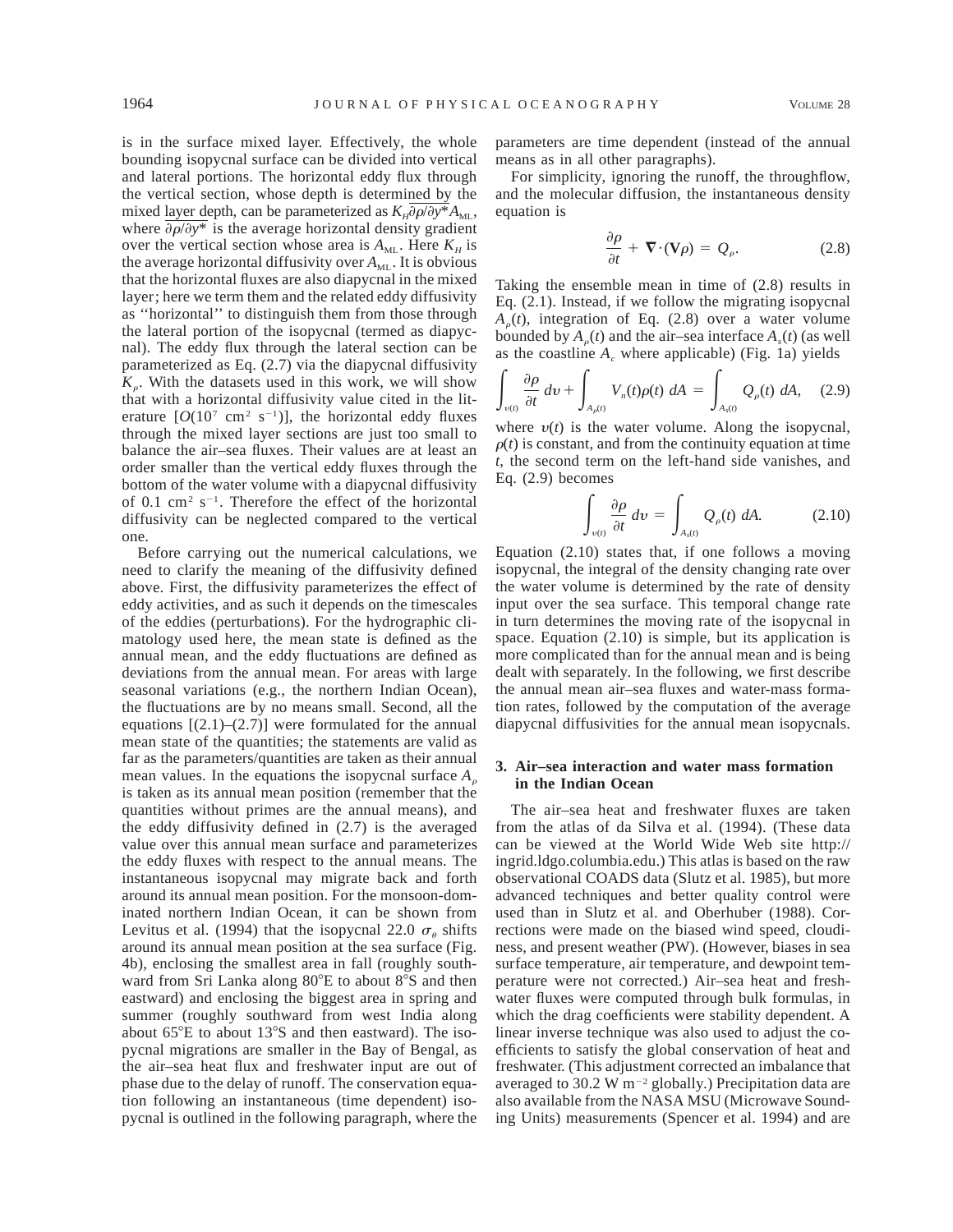is in the surface mixed layer. Effectively, the whole bounding isopycnal surface can be divided into vertical and lateral portions. The horizontal eddy flux through the vertical section, whose depth is determined by the mixed layer depth, can be parameterized as $K_H \overline{\partial \rho / \partial y^*} A_{\rm ML}$, where $\overline{\partial \rho / \partial y^*}$ is the average horizontal density gradient over the vertical section whose area is $A_{\rm ML}$. Here $K_H$ is the average horizontal diffusivity over $A_{\rm ML}$. It is obvious that the horizontal fluxes are also diapycnal in the mixed layer; here we term them and the related eddy diffusivity as ''horizontal'' to distinguish them from those through the lateral portion of the isopycnal (termed as diapycnal). The eddy flux through the lateral section can be parameterized as Eq. (2.7) via the diapycnal diffusivity $K_\rho$. With the datasets used in this work, we will show that with a horizontal diffusivity value cited in the literature [$O(10^7 \text{ cm}^2 \text{ s}^{-1})$], the horizontal eddy fluxes through the mixed layer sections are just too small to balance the air–sea fluxes. Their values are at least an order smaller than the vertical eddy fluxes through the bottom of the water volume with a diapycnal diffusivity of $0.1 \text{ cm}^2 \text{ s}^{-1}$. Therefore the effect of the horizontal diffusivity can be neglected compared to the vertical one.

Before carrying out the numerical calculations, we need to clarify the meaning of the diffusivity defined above. First, the diffusivity parameterizes the effect of eddy activities, and as such it depends on the timescales of the eddies (perturbations). For the hydrographic climatology used here, the mean state is defined as the annual mean, and the eddy fluctuations are defined as deviations from the annual mean. For areas with large seasonal variations (e.g., the northern Indian Ocean), the fluctuations are by no means small. Second, all the equations [(2.1)–(2.7)] were formulated for the annual mean state of the quantities; the statements are valid as far as the parameters/quantities are taken as their annual mean values. In the equations the isopycnal surface $A_\rho$ is taken as its annual mean position (remember that the quantities without primes are the annual means), and the eddy diffusivity defined in (2.7) is the averaged value over this annual mean surface and parameterizes the eddy fluxes with respect to the annual means. The instantaneous isopycnal may migrate back and forth around its annual mean position. For the monsoon-dominated northern Indian Ocean, it can be shown from Levitus et al. (1994) that the isopycnal 22.0 $\sigma_\theta$ shifts around its annual mean position at the sea surface (Fig. 4b), enclosing the smallest area in fall (roughly southward from Sri Lanka along 80°E to about 8°S and then eastward) and enclosing the biggest area in spring and summer (roughly southward from west India along about 65°E to about 13°S and then eastward). The isopycnal migrations are smaller in the Bay of Bengal, as the air–sea heat flux and freshwater input are out of phase due to the delay of runoff. The conservation equation following an instantaneous (time dependent) isopycnal is outlined in the following paragraph, where the parameters are time dependent (instead of the annual means as in all other paragraphs).

For simplicity, ignoring the runoff, the throughflow, and the molecular diffusion, the instantaneous density equation is

$$\frac{\partial \rho}{\partial t} + \nabla \cdot (\mathbf{V}\rho) = Q_\rho. \tag{2.8}$$

Taking the ensemble mean in time of (2.8) results in Eq. (2.1). Instead, if we follow the migrating isopycnal $A_\rho(t)$, integration of Eq. (2.8) over a water volume bounded by $A_\rho(t)$ and the air–sea interface $A_s(t)$ (as well as the coastline $A_c$ where applicable) (Fig. 1a) yields

$$\int_{v(t)} \frac{\partial \rho}{\partial t}\, dv + \int_{A_\rho(t)} V_n(t)\rho(t)\, dA = \int_{A_s(t)} Q_\rho(t)\, dA, \tag{2.9}$$

where $v(t)$ is the water volume. Along the isopycnal, $\rho(t)$ is constant, and from the continuity equation at time $t$, the second term on the left-hand side vanishes, and Eq. (2.9) becomes

$$\int_{v(t)} \frac{\partial \rho}{\partial t}\, dv = \int_{A_s(t)} Q_\rho(t)\, dA. \tag{2.10}$$

Equation (2.10) states that, if one follows a moving isopycnal, the integral of the density changing rate over the water volume is determined by the rate of density input over the sea surface. This temporal change rate in turn determines the moving rate of the isopycnal in space. Equation (2.10) is simple, but its application is more complicated than for the annual mean and is being dealt with separately. In the following, we first describe the annual mean air–sea fluxes and water-mass formation rates, followed by the computation of the average diapycnal diffusivities for the annual mean isopycnals.

## 3. Air–sea interaction and water mass formation in the Indian Ocean

The air–sea heat and freshwater fluxes are taken from the atlas of da Silva et al. (1994). (These data can be viewed at the World Wide Web site http://ingrid.ldgo.columbia.edu.) This atlas is based on the raw observational COADS data (Slutz et al. 1985), but more advanced techniques and better quality control were used than in Slutz et al. and Oberhuber (1988). Corrections were made on the biased wind speed, cloudiness, and present weather (PW). (However, biases in sea surface temperature, air temperature, and dewpoint temperature were not corrected.) Air–sea heat and freshwater fluxes were computed through bulk formulas, in which the drag coefficients were stability dependent. A linear inverse technique was also used to adjust the coefficients to satisfy the global conservation of heat and freshwater. (This adjustment corrected an imbalance that averaged to $30.2 \text{ W m}^{-2}$ globally.) Precipitation data are also available from the NASA MSU (Microwave Sounding Units) measurements (Spencer et al. 1994) and are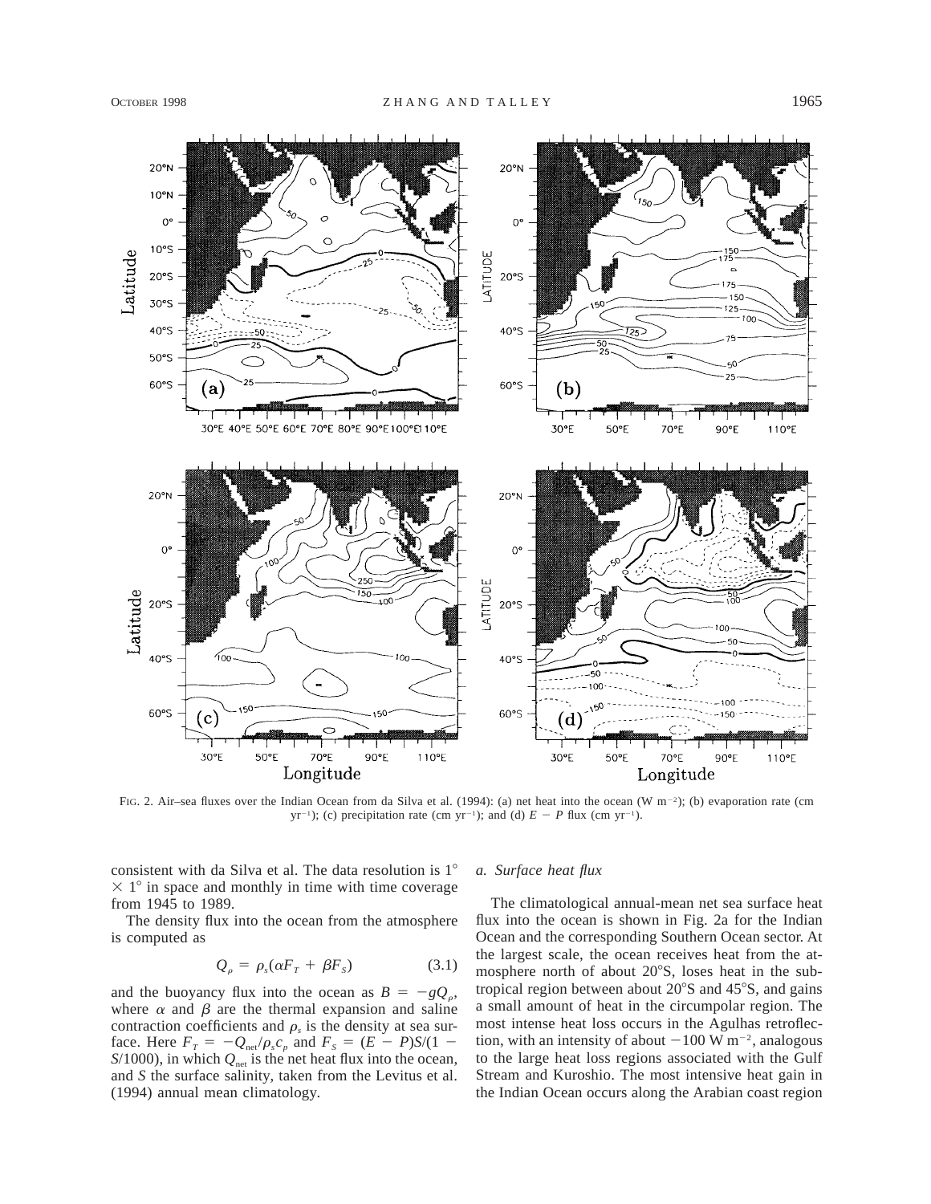FIG. 2. Air–sea fluxes over the Indian Ocean from da Silva et al. (1994): (a) net heat into the ocean (W m$^{-2}$); (b) evaporation rate (cm yr$^{-1}$); (c) precipitation rate (cm yr$^{-1}$); and (d) $E - P$ flux (cm yr$^{-1}$).

consistent with da Silva et al. The data resolution is 1° × 1° in space and monthly in time with time coverage from 1945 to 1989.

The density flux into the ocean from the atmosphere is computed as

$$Q_\rho = \rho_s(\alpha F_T + \beta F_S) \tag{3.1}$$

and the buoyancy flux into the ocean as $B = -gQ_\rho$, where $\alpha$ and $\beta$ are the thermal expansion and saline contraction coefficients and $\rho_s$ is the density at sea surface. Here $F_T = -Q_{\rm net}/\rho_s c_p$ and $F_S = (E - P)S/(1 - S/1000)$, in which $Q_{\rm net}$ is the net heat flux into the ocean, and $S$ the surface salinity, taken from the Levitus et al. (1994) annual mean climatology.

### *a. Surface heat flux*

The climatological annual-mean net sea surface heat flux into the ocean is shown in Fig. 2a for the Indian Ocean and the corresponding Southern Ocean sector. At the largest scale, the ocean receives heat from the atmosphere north of about 20°S, loses heat in the subtropical region between about 20°S and 45°S, and gains a small amount of heat in the circumpolar region. The most intense heat loss occurs in the Agulhas retroflection, with an intensity of about $-100$ W m$^{-2}$, analogous to the large heat loss regions associated with the Gulf Stream and Kuroshio. The most intensive heat gain in the Indian Ocean occurs along the Arabian coast region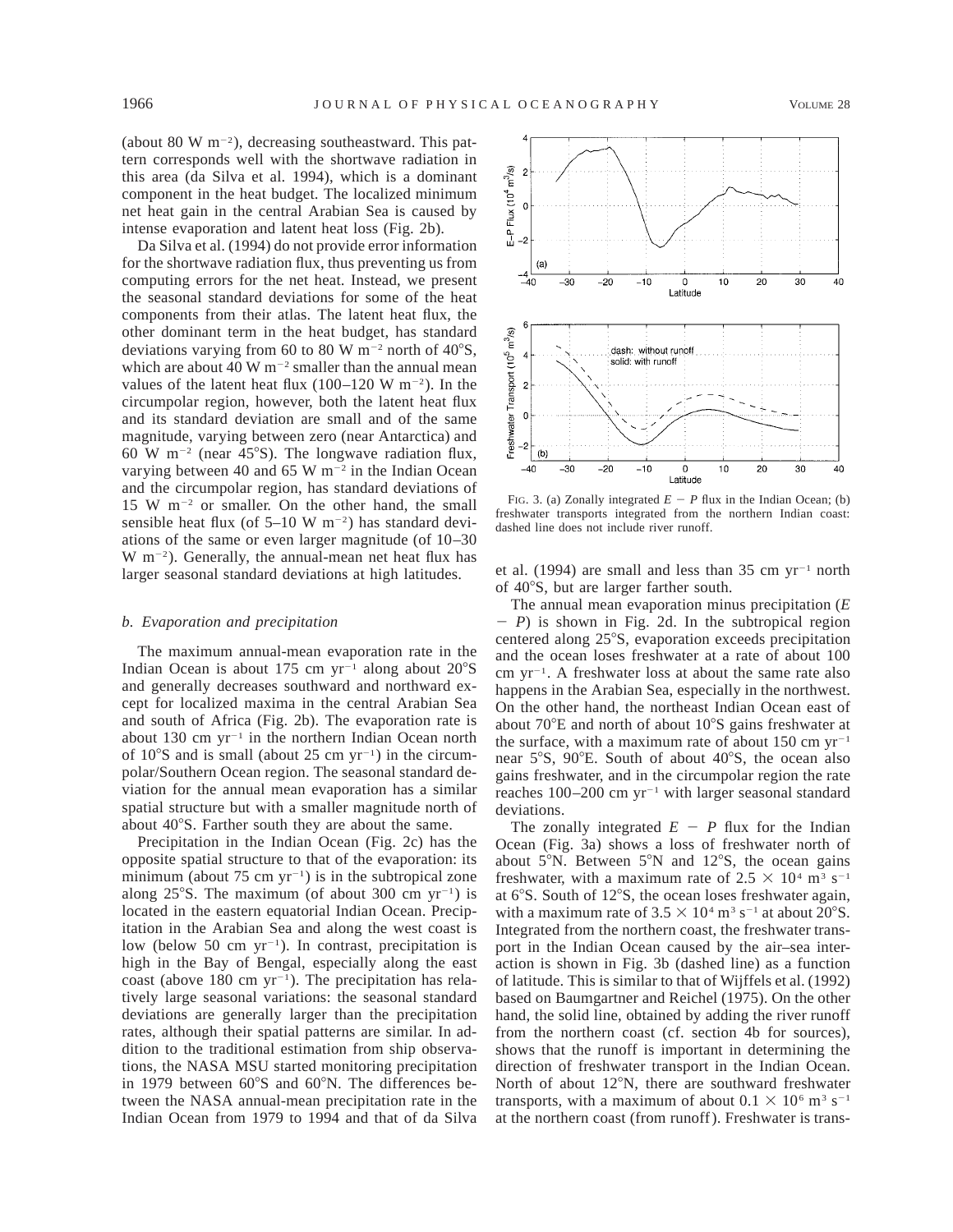(about 80 W m$^{-2}$), decreasing southeastward. This pattern corresponds well with the shortwave radiation in this area (da Silva et al. 1994), which is a dominant component in the heat budget. The localized minimum net heat gain in the central Arabian Sea is caused by intense evaporation and latent heat loss (Fig. 2b).

Da Silva et al. (1994) do not provide error information for the shortwave radiation flux, thus preventing us from computing errors for the net heat. Instead, we present the seasonal standard deviations for some of the heat components from their atlas. The latent heat flux, the other dominant term in the heat budget, has standard deviations varying from 60 to 80 W m$^{-2}$ north of 40°S, which are about 40 W m$^{-2}$ smaller than the annual mean values of the latent heat flux (100–120 W m$^{-2}$). In the circumpolar region, however, both the latent heat flux and its standard deviation are small and of the same magnitude, varying between zero (near Antarctica) and 60 W m$^{-2}$ (near 45°S). The longwave radiation flux, varying between 40 and 65 W m$^{-2}$ in the Indian Ocean and the circumpolar region, has standard deviations of 15 W m$^{-2}$ or smaller. On the other hand, the small sensible heat flux (of 5–10 W m$^{-2}$) has standard deviations of the same or even larger magnitude (of 10–30 W m$^{-2}$). Generally, the annual-mean net heat flux has larger seasonal standard deviations at high latitudes.

### *b. Evaporation and precipitation*

The maximum annual-mean evaporation rate in the Indian Ocean is about 175 cm yr$^{-1}$ along about 20°S and generally decreases southward and northward except for localized maxima in the central Arabian Sea and south of Africa (Fig. 2b). The evaporation rate is about 130 cm yr$^{-1}$ in the northern Indian Ocean north of 10°S and is small (about 25 cm yr$^{-1}$) in the circumpolar/Southern Ocean region. The seasonal standard deviation for the annual mean evaporation has a similar spatial structure but with a smaller magnitude north of about 40°S. Farther south they are about the same.

Precipitation in the Indian Ocean (Fig. 2c) has the opposite spatial structure to that of the evaporation: its minimum (about 75 cm yr$^{-1}$) is in the subtropical zone along 25°S. The maximum (of about 300 cm yr$^{-1}$) is located in the eastern equatorial Indian Ocean. Precipitation in the Arabian Sea and along the west coast is low (below 50 cm yr$^{-1}$). In contrast, precipitation is high in the Bay of Bengal, especially along the east coast (above 180 cm yr$^{-1}$). The precipitation has relatively large seasonal variations: the seasonal standard deviations are generally larger than the precipitation rates, although their spatial patterns are similar. In addition to the traditional estimation from ship observations, the NASA MSU started monitoring precipitation in 1979 between 60°S and 60°N. The differences between the NASA annual-mean precipitation rate in the Indian Ocean from 1979 to 1994 and that of da Silva et al. (1994) are small and less than 35 cm yr$^{-1}$ north of 40°S, but are larger farther south.

FIG. 3. (a) Zonally integrated $E - P$ flux in the Indian Ocean; (b) freshwater transports integrated from the northern Indian coast: dashed line does not include river runoff.

The annual mean evaporation minus precipitation ($E - P$) is shown in Fig. 2d. In the subtropical region centered along 25°S, evaporation exceeds precipitation and the ocean loses freshwater at a rate of about 100 cm yr$^{-1}$. A freshwater loss at about the same rate also happens in the Arabian Sea, especially in the northwest. On the other hand, the northeast Indian Ocean east of about 70°E and north of about 10°S gains freshwater at the surface, with a maximum rate of about 150 cm yr$^{-1}$ near 5°S, 90°E. South of about 40°S, the ocean also gains freshwater, and in the circumpolar region the rate reaches 100–200 cm yr$^{-1}$ with larger seasonal standard deviations.

The zonally integrated $E - P$ flux for the Indian Ocean (Fig. 3a) shows a loss of freshwater north of about 5°N. Between 5°N and 12°S, the ocean gains freshwater, with a maximum rate of $2.5 \times 10^4$ m$^3$ s$^{-1}$ at 6°S. South of 12°S, the ocean loses freshwater again, with a maximum rate of $3.5 \times 10^4$ m$^3$ s$^{-1}$ at about 20°S. Integrated from the northern coast, the freshwater transport in the Indian Ocean caused by the air–sea interaction is shown in Fig. 3b (dashed line) as a function of latitude. This is similar to that of Wijffels et al. (1992) based on Baumgartner and Reichel (1975). On the other hand, the solid line, obtained by adding the river runoff from the northern coast (cf. section 4b for sources), shows that the runoff is important in determining the direction of freshwater transport in the Indian Ocean. North of about 12°N, there are southward freshwater transports, with a maximum of about $0.1 \times 10^6$ m$^3$ s$^{-1}$ at the northern coast (from runoff). Freshwater is trans-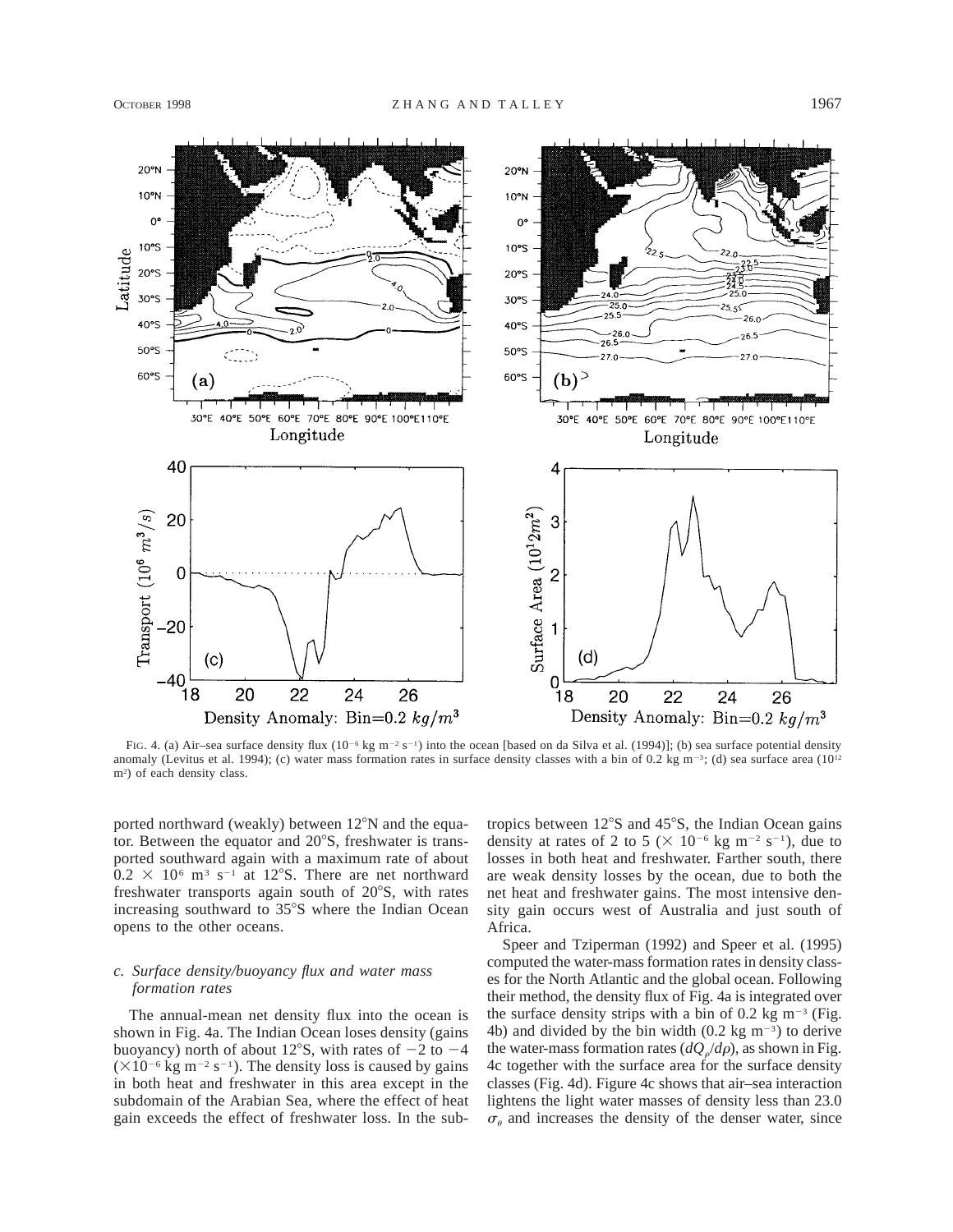FIG. 4. (a) Air–sea surface density flux ($10^{-6}$ kg m$^{-2}$ s$^{-1}$) into the ocean [based on da Silva et al. (1994)]; (b) sea surface potential density anomaly (Levitus et al. 1994); (c) water mass formation rates in surface density classes with a bin of 0.2 kg m$^{-3}$; (d) sea surface area ($10^{12}$ m$^2$) of each density class.

ported northward (weakly) between 12°N and the equator. Between the equator and 20°S, freshwater is transported southward again with a maximum rate of about $0.2 \times 10^6$ m$^3$ s$^{-1}$ at 12°S. There are net northward freshwater transports again south of 20°S, with rates increasing southward to 35°S where the Indian Ocean opens to the other oceans.

### *c. Surface density/buoyancy flux and water mass formation rates*

The annual-mean net density flux into the ocean is shown in Fig. 4a. The Indian Ocean loses density (gains buoyancy) north of about 12°S, with rates of −2 to −4 ($\times 10^{-6}$ kg m$^{-2}$ s$^{-1}$). The density loss is caused by gains in both heat and freshwater in this area except in the subdomain of the Arabian Sea, where the effect of heat gain exceeds the effect of freshwater loss. In the subtropics between 12°S and 45°S, the Indian Ocean gains density at rates of 2 to 5 ($\times 10^{-6}$ kg m$^{-2}$ s$^{-1}$), due to losses in both heat and freshwater. Farther south, there are weak density losses by the ocean, due to both the net heat and freshwater gains. The most intensive density gain occurs west of Australia and just south of Africa.

Speer and Tziperman (1992) and Speer et al. (1995) computed the water-mass formation rates in density classes for the North Atlantic and the global ocean. Following their method, the density flux of Fig. 4a is integrated over the surface density strips with a bin of 0.2 kg m$^{-3}$ (Fig. 4b) and divided by the bin width (0.2 kg m$^{-3}$) to derive the water-mass formation rates ($dQ_\rho/d\rho$), as shown in Fig. 4c together with the surface area for the surface density classes (Fig. 4d). Figure 4c shows that air–sea interaction lightens the light water masses of density less than 23.0 $\sigma_\theta$ and increases the density of the denser water, since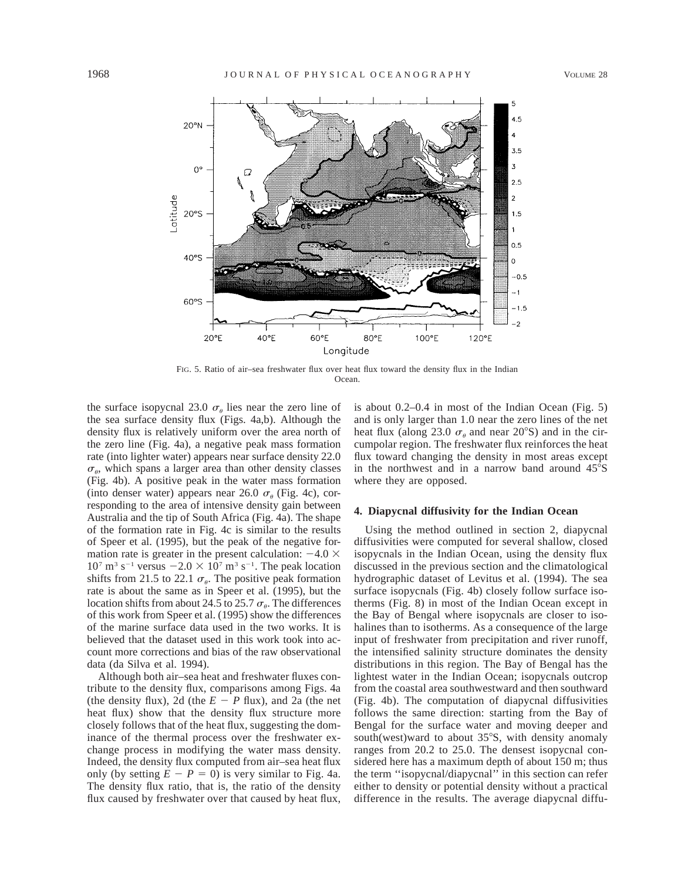FIG. 5. Ratio of air–sea freshwater flux over heat flux toward the density flux in the Indian Ocean.

the surface isopycnal 23.0 $\sigma_\theta$ lies near the zero line of the sea surface density flux (Figs. 4a,b). Although the density flux is relatively uniform over the area north of the zero line (Fig. 4a), a negative peak mass formation rate (into lighter water) appears near surface density 22.0 $\sigma_\theta$, which spans a larger area than other density classes (Fig. 4b). A positive peak in the water mass formation (into denser water) appears near 26.0 $\sigma_\theta$ (Fig. 4c), corresponding to the area of intensive density gain between Australia and the tip of South Africa (Fig. 4a). The shape of the formation rate in Fig. 4c is similar to the results of Speer et al. (1995), but the peak of the negative formation rate is greater in the present calculation: $-4.0 \times 10^7$ m$^3$ s$^{-1}$ versus $-2.0 \times 10^7$ m$^3$ s$^{-1}$. The peak location shifts from 21.5 to 22.1 $\sigma_\theta$. The positive peak formation rate is about the same as in Speer et al. (1995), but the location shifts from about 24.5 to 25.7 $\sigma_\theta$. The differences of this work from Speer et al. (1995) show the differences of the marine surface data used in the two works. It is believed that the dataset used in this work took into account more corrections and bias of the raw observational data (da Silva et al. 1994).

Although both air–sea heat and freshwater fluxes contribute to the density flux, comparisons among Figs. 4a (the density flux), 2d (the $E - P$ flux), and 2a (the net heat flux) show that the density flux structure more closely follows that of the heat flux, suggesting the dominance of the thermal process over the freshwater exchange process in modifying the water mass density. Indeed, the density flux computed from air–sea heat flux only (by setting $E - P = 0$) is very similar to Fig. 4a. The density flux ratio, that is, the ratio of the density flux caused by freshwater over that caused by heat flux, is about 0.2–0.4 in most of the Indian Ocean (Fig. 5) and is only larger than 1.0 near the zero lines of the net heat flux (along 23.0 $\sigma_\theta$ and near 20°S) and in the circumpolar region. The freshwater flux reinforces the heat flux toward changing the density in most areas except in the northwest and in a narrow band around 45°S where they are opposed.

## 4. Diapycnal diffusivity for the Indian Ocean

Using the method outlined in section 2, diapycnal diffusivities were computed for several shallow, closed isopycnals in the Indian Ocean, using the density flux discussed in the previous section and the climatological hydrographic dataset of Levitus et al. (1994). The sea surface isopycnals (Fig. 4b) closely follow surface isotherms (Fig. 8) in most of the Indian Ocean except in the Bay of Bengal where isopycnals are closer to isohalines than to isotherms. As a consequence of the large input of freshwater from precipitation and river runoff, the intensified salinity structure dominates the density distributions in this region. The Bay of Bengal has the lightest water in the Indian Ocean; isopycnals outcrop from the coastal area southwestward and then southward (Fig. 4b). The computation of diapycnal diffusivities follows the same direction: starting from the Bay of Bengal for the surface water and moving deeper and south(west)ward to about 35°S, with density anomaly ranges from 20.2 to 25.0. The densest isopycnal considered here has a maximum depth of about 150 m; thus the term ''isopycnal/diapycnal'' in this section can refer either to density or potential density without a practical difference in the results. The average diapycnal diffu-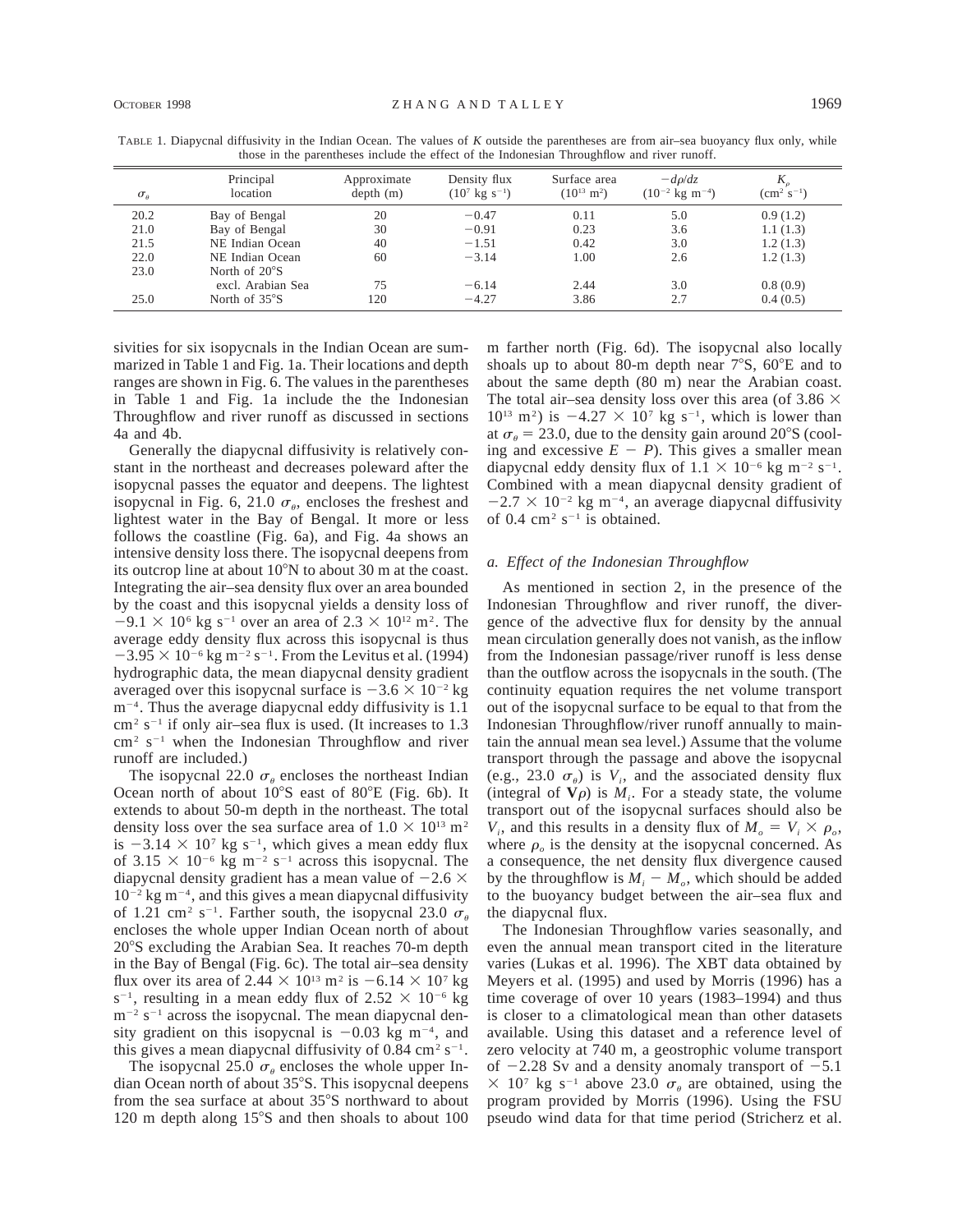TABLE 1. Diapycnal diffusivity in the Indian Ocean. The values of $K$ outside the parentheses are from air–sea buoyancy flux only, while those in the parentheses include the effect of the Indonesian Throughflow and river runoff.

| $\sigma_\theta$ | Principal location | Approximate depth (m) | Density flux ($10^7$ kg s$^{-1}$) | Surface area ($10^{13}$ m$^2$) | $-d\rho/dz$ ($10^{-2}$ kg m$^{-4}$) | $K_\rho$ (cm$^2$ s$^{-1}$) |
|---|---|---|---|---|---|---|
| 20.2 | Bay of Bengal | 20 | −0.47 | 0.11 | 5.0 | 0.9 (1.2) |
| 21.0 | Bay of Bengal | 30 | −0.91 | 0.23 | 3.6 | 1.1 (1.3) |
| 21.5 | NE Indian Ocean | 40 | −1.51 | 0.42 | 3.0 | 1.2 (1.3) |
| 22.0 | NE Indian Ocean | 60 | −3.14 | 1.00 | 2.6 | 1.2 (1.3) |
| 23.0 | North of 20°S excl. Arabian Sea | 75 | −6.14 | 2.44 | 3.0 | 0.8 (0.9) |
| 25.0 | North of 35°S | 120 | −4.27 | 3.86 | 2.7 | 0.4 (0.5) |

sivities for six isopycnals in the Indian Ocean are summarized in Table 1 and Fig. 1a. Their locations and depth ranges are shown in Fig. 6. The values in the parentheses in Table 1 and Fig. 1a include the the Indonesian Throughflow and river runoff as discussed in sections 4a and 4b.

Generally the diapycnal diffusivity is relatively constant in the northeast and decreases poleward after the isopycnal passes the equator and deepens. The lightest isopycnal in Fig. 6, 21.0 $\sigma_\theta$, encloses the freshest and lightest water in the Bay of Bengal. It more or less follows the coastline (Fig. 6a), and Fig. 4a shows an intensive density loss there. The isopycnal deepens from its outcrop line at about 10°N to about 30 m at the coast. Integrating the air–sea density flux over an area bounded by the coast and this isopycnal yields a density loss of $-9.1 \times 10^6$ kg s$^{-1}$ over an area of $2.3 \times 10^{12}$ m$^2$. The average eddy density flux across this isopycnal is thus $-3.95 \times 10^{-6}$ kg m$^{-2}$ s$^{-1}$. From the Levitus et al. (1994) hydrographic data, the mean diapycnal density gradient averaged over this isopycnal surface is $-3.6 \times 10^{-2}$ kg m$^{-4}$. Thus the average diapycnal eddy diffusivity is 1.1 cm$^2$ s$^{-1}$ if only air–sea flux is used. (It increases to 1.3 cm$^2$ s$^{-1}$ when the Indonesian Throughflow and river runoff are included.)

The isopycnal 22.0 $\sigma_\theta$ encloses the northeast Indian Ocean north of about 10°S east of 80°E (Fig. 6b). It extends to about 50-m depth in the northeast. The total density loss over the sea surface area of $1.0 \times 10^{13}$ m$^2$ is $-3.14 \times 10^7$ kg s$^{-1}$, which gives a mean eddy flux of $3.15 \times 10^{-6}$ kg m$^{-2}$ s$^{-1}$ across this isopycnal. The diapycnal density gradient has a mean value of $-2.6 \times 10^{-2}$ kg m$^{-4}$, and this gives a mean diapycnal diffusivity of 1.21 cm$^2$ s$^{-1}$. Farther south, the isopycnal 23.0 $\sigma_\theta$ encloses the whole upper Indian Ocean north of about 20°S excluding the Arabian Sea. It reaches 70-m depth in the Bay of Bengal (Fig. 6c). The total air–sea density flux over its area of $2.44 \times 10^{13}$ m$^2$ is $-6.14 \times 10^7$ kg s$^{-1}$, resulting in a mean eddy flux of $2.52 \times 10^{-6}$ kg m$^{-2}$ s$^{-1}$ across the isopycnal. The mean diapycnal density gradient on this isopycnal is $-0.03$ kg m$^{-4}$, and this gives a mean diapycnal diffusivity of 0.84 cm$^2$ s$^{-1}$.

The isopycnal 25.0 $\sigma_\theta$ encloses the whole upper Indian Ocean north of about 35°S. This isopycnal deepens from the sea surface at about 35°S northward to about 120 m depth along 15°S and then shoals to about 100 m farther north (Fig. 6d). The isopycnal also locally shoals up to about 80-m depth near 7°S, 60°E and to about the same depth (80 m) near the Arabian coast. The total air–sea density loss over this area (of $3.86 \times 10^{13}$ m$^2$) is $-4.27 \times 10^7$ kg s$^{-1}$, which is lower than at $\sigma_\theta = 23.0$, due to the density gain around 20°S (cooling and excessive $E - P$). This gives a smaller mean diapycnal eddy density flux of $1.1 \times 10^{-6}$ kg m$^{-2}$ s$^{-1}$. Combined with a mean diapycnal density gradient of $-2.7 \times 10^{-2}$ kg m$^{-4}$, an average diapycnal diffusivity of 0.4 cm$^2$ s$^{-1}$ is obtained.

### *a. Effect of the Indonesian Throughflow*

As mentioned in section 2, in the presence of the Indonesian Throughflow and river runoff, the divergence of the advective flux for density by the annual mean circulation generally does not vanish, as the inflow from the Indonesian passage/river runoff is less dense than the outflow across the isopycnals in the south. (The continuity equation requires the net volume transport out of the isopycnal surface to be equal to that from the Indonesian Throughflow/river runoff annually to maintain the annual mean sea level.) Assume that the volume transport through the passage and above the isopycnal (e.g., 23.0 $\sigma_\theta$) is $V_i$, and the associated density flux (integral of $\mathbf{V}\rho$) is $M_i$. For a steady state, the volume transport out of the isopycnal surfaces should also be $V_i$, and this results in a density flux of $M_o = V_i \times \rho_o$, where $\rho_o$ is the density at the isopycnal concerned. As a consequence, the net density flux divergence caused by the throughflow is $M_i - M_o$, which should be added to the buoyancy budget between the air–sea flux and the diapycnal flux.

The Indonesian Throughflow varies seasonally, and even the annual mean transport cited in the literature varies (Lukas et al. 1996). The XBT data obtained by Meyers et al. (1995) and used by Morris (1996) has a time coverage of over 10 years (1983–1994) and thus is closer to a climatological mean than other datasets available. Using this dataset and a reference level of zero velocity at 740 m, a geostrophic volume transport of $-2.28$ Sv and a density anomaly transport of $-5.1 \times 10^7$ kg s$^{-1}$ above 23.0 $\sigma_\theta$ are obtained, using the program provided by Morris (1996). Using the FSU pseudo wind data for that time period (Stricherz et al.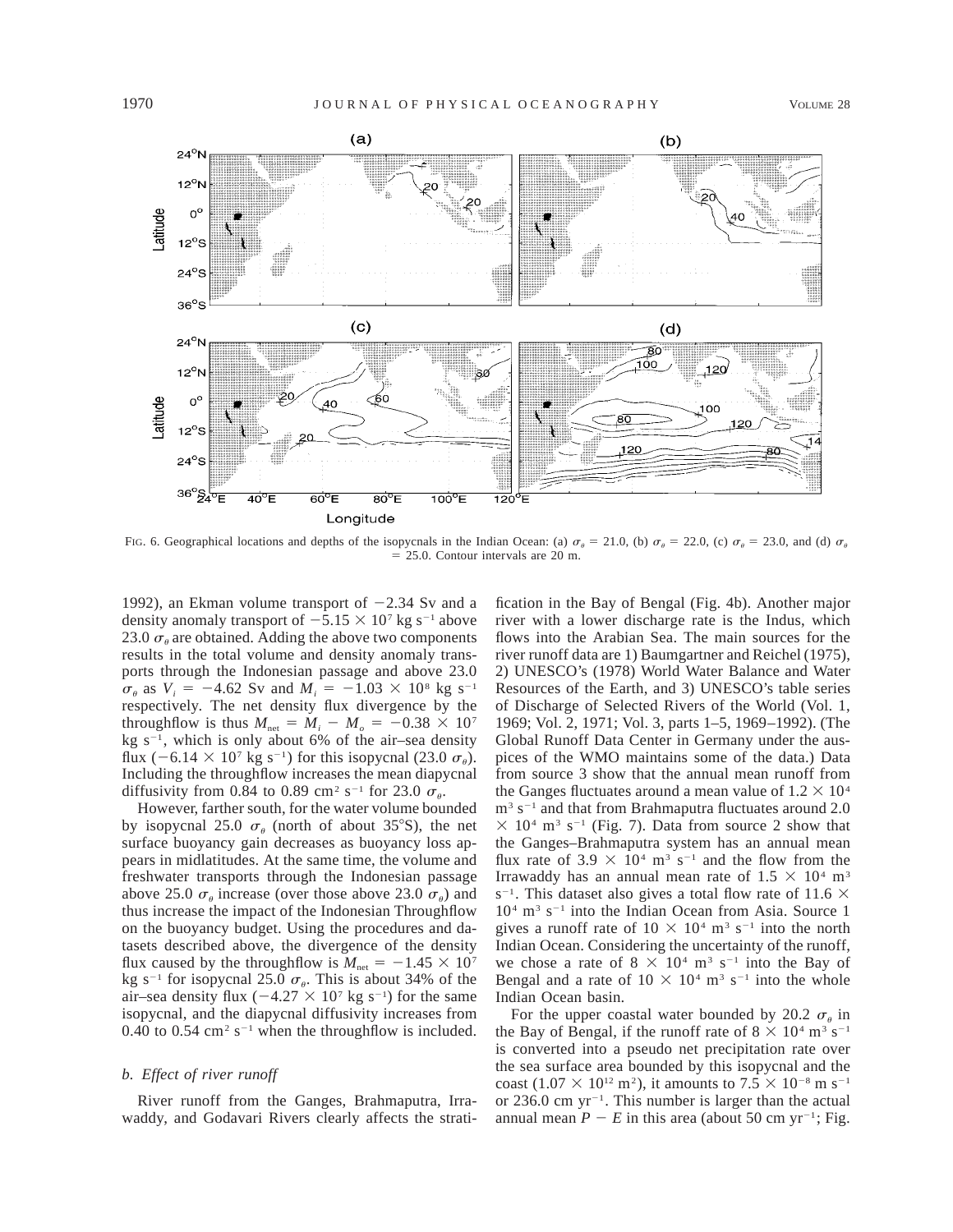FIG. 6. Geographical locations and depths of the isopycnals in the Indian Ocean: (a) $\sigma_\theta = 21.0$, (b) $\sigma_\theta = 22.0$, (c) $\sigma_\theta = 23.0$, and (d) $\sigma_\theta = 25.0$. Contour intervals are 20 m.

1992), an Ekman volume transport of $-2.34$ Sv and a density anomaly transport of $-5.15 \times 10^7$ kg s$^{-1}$ above 23.0 $\sigma_\theta$ are obtained. Adding the above two components results in the total volume and density anomaly transports through the Indonesian passage and above 23.0 $\sigma_\theta$ as $V_i = -4.62$ Sv and $M_i = -1.03 \times 10^8$ kg s$^{-1}$ respectively. The net density flux divergence by the throughflow is thus $M_{\text{net}} = M_i - M_o = -0.38 \times 10^7$ kg s$^{-1}$, which is only about 6% of the air–sea density flux ($-6.14 \times 10^7$ kg s$^{-1}$) for this isopycnal (23.0 $\sigma_\theta$). Including the throughflow increases the mean diapycnal diffusivity from 0.84 to 0.89 cm$^2$ s$^{-1}$ for 23.0 $\sigma_\theta$.

However, farther south, for the water volume bounded by isopycnal 25.0 $\sigma_\theta$ (north of about 35°S), the net surface buoyancy gain decreases as buoyancy loss appears in midlatitudes. At the same time, the volume and freshwater transports through the Indonesian passage above 25.0 $\sigma_\theta$ increase (over those above 23.0 $\sigma_\theta$) and thus increase the impact of the Indonesian Throughflow on the buoyancy budget. Using the procedures and datasets described above, the divergence of the density flux caused by the throughflow is $M_{\text{net}} = -1.45 \times 10^7$ kg s$^{-1}$ for isopycnal 25.0 $\sigma_\theta$. This is about 34% of the air–sea density flux ($-4.27 \times 10^7$ kg s$^{-1}$) for the same isopycnal, and the diapycnal diffusivity increases from 0.40 to 0.54 cm$^2$ s$^{-1}$ when the throughflow is included.

### *b. Effect of river runoff*

River runoff from the Ganges, Brahmaputra, Irrawaddy, and Godavari Rivers clearly affects the stratification in the Bay of Bengal (Fig. 4b). Another major river with a lower discharge rate is the Indus, which flows into the Arabian Sea. The main sources for the river runoff data are 1) Baumgartner and Reichel (1975), 2) UNESCO's (1978) World Water Balance and Water Resources of the Earth, and 3) UNESCO's table series of Discharge of Selected Rivers of the World (Vol. 1, 1969; Vol. 2, 1971; Vol. 3, parts 1–5, 1969–1992). (The Global Runoff Data Center in Germany under the auspices of the WMO maintains some of the data.) Data from source 3 show that the annual mean runoff from the Ganges fluctuates around a mean value of $1.2 \times 10^4$ m$^3$ s$^{-1}$ and that from Brahmaputra fluctuates around $2.0 \times 10^4$ m$^3$ s$^{-1}$ (Fig. 7). Data from source 2 show that the Ganges–Brahmaputra system has an annual mean flux rate of $3.9 \times 10^4$ m$^3$ s$^{-1}$ and the flow from the Irrawaddy has an annual mean rate of $1.5 \times 10^4$ m$^3$ s$^{-1}$. This dataset also gives a total flow rate of $11.6 \times 10^4$ m$^3$ s$^{-1}$ into the Indian Ocean from Asia. Source 1 gives a runoff rate of $10 \times 10^4$ m$^3$ s$^{-1}$ into the north Indian Ocean. Considering the uncertainty of the runoff, we chose a rate of $8 \times 10^4$ m$^3$ s$^{-1}$ into the Bay of Bengal and a rate of $10 \times 10^4$ m$^3$ s$^{-1}$ into the whole Indian Ocean basin.

For the upper coastal water bounded by 20.2 $\sigma_\theta$ in the Bay of Bengal, if the runoff rate of $8 \times 10^4$ m$^3$ s$^{-1}$ is converted into a pseudo net precipitation rate over the sea surface area bounded by this isopycnal and the coast ($1.07 \times 10^{12}$ m$^2$), it amounts to $7.5 \times 10^{-8}$ m s$^{-1}$ or 236.0 cm yr$^{-1}$. This number is larger than the actual annual mean $P - E$ in this area (about 50 cm yr$^{-1}$; Fig.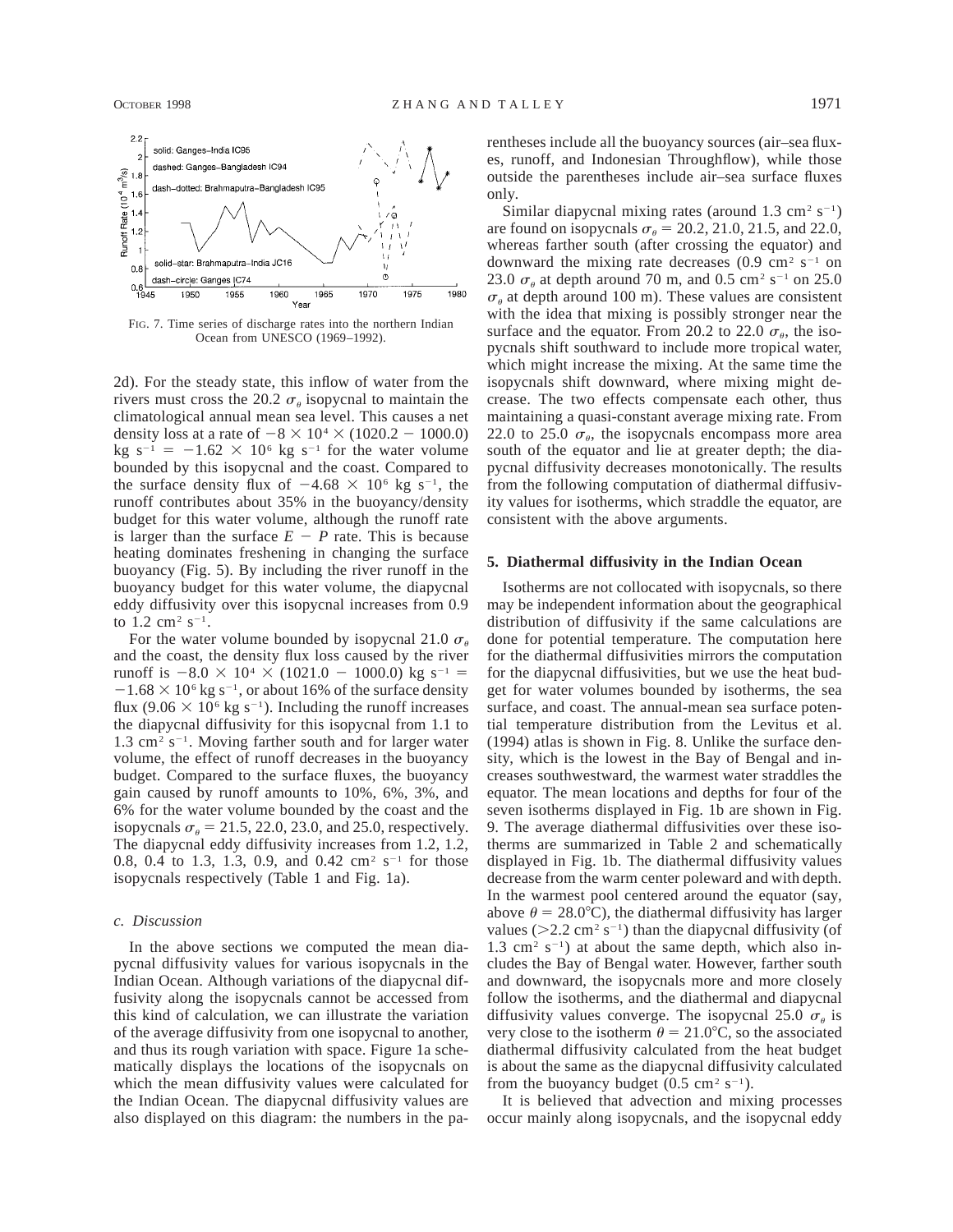FIG. 7. Time series of discharge rates into the northern Indian Ocean from UNESCO (1969–1992).

2d). For the steady state, this inflow of water from the rivers must cross the 20.2 $\sigma_\theta$ isopycnal to maintain the climatological annual mean sea level. This causes a net density loss at a rate of $-8 \times 10^4 \times (1020.2 - 1000.0)$ kg s$^{-1}$ = $-1.62 \times 10^6$ kg s$^{-1}$ for the water volume bounded by this isopycnal and the coast. Compared to the surface density flux of $-4.68 \times 10^6$ kg s$^{-1}$, the runoff contributes about 35% in the buoyancy/density budget for this water volume, although the runoff rate is larger than the surface $E - P$ rate. This is because heating dominates freshening in changing the surface buoyancy (Fig. 5). By including the river runoff in the buoyancy budget for this water volume, the diapycnal eddy diffusivity over this isopycnal increases from 0.9 to 1.2 cm$^2$ s$^{-1}$.

For the water volume bounded by isopycnal 21.0 $\sigma_\theta$ and the coast, the density flux loss caused by the river runoff is $-8.0 \times 10^4 \times (1021.0 - 1000.0)$ kg s$^{-1}$ = $-1.68 \times 10^6$ kg s$^{-1}$, or about 16% of the surface density flux ($9.06 \times 10^6$ kg s$^{-1}$). Including the runoff increases the diapycnal diffusivity for this isopycnal from 1.1 to 1.3 cm$^2$ s$^{-1}$. Moving farther south and for larger water volume, the effect of runoff decreases in the buoyancy budget. Compared to the surface fluxes, the buoyancy gain caused by runoff amounts to 10%, 6%, 3%, and 6% for the water volume bounded by the coast and the isopycnals $\sigma_\theta$ = 21.5, 22.0, 23.0, and 25.0, respectively. The diapycnal eddy diffusivity increases from 1.2, 1.2, 0.8, 0.4 to 1.3, 1.3, 0.9, and 0.42 cm$^2$ s$^{-1}$ for those isopycnals respectively (Table 1 and Fig. 1a).

### *c. Discussion*

In the above sections we computed the mean diapycnal diffusivity values for various isopycnals in the Indian Ocean. Although variations of the diapycnal diffusivity along the isopycnals cannot be accessed from this kind of calculation, we can illustrate the variation of the average diffusivity from one isopycnal to another, and thus its rough variation with space. Figure 1a schematically displays the locations of the isopycnals on which the mean diffusivity values were calculated for the Indian Ocean. The diapycnal diffusivity values are also displayed on this diagram: the numbers in the parentheses include all the buoyancy sources (air–sea fluxes, runoff, and Indonesian Throughflow), while those outside the parentheses include air–sea surface fluxes only.

Similar diapycnal mixing rates (around 1.3 cm$^2$ s$^{-1}$) are found on isopycnals $\sigma_\theta$ = 20.2, 21.0, 21.5, and 22.0, whereas farther south (after crossing the equator) and downward the mixing rate decreases (0.9 cm$^2$ s$^{-1}$ on 23.0 $\sigma_\theta$ at depth around 70 m, and 0.5 cm$^2$ s$^{-1}$ on 25.0 $\sigma_\theta$ at depth around 100 m). These values are consistent with the idea that mixing is possibly stronger near the surface and the equator. From 20.2 to 22.0 $\sigma_\theta$, the isopycnals shift southward to include more tropical water, which might increase the mixing. At the same time the isopycnals shift downward, where mixing might decrease. The two effects compensate each other, thus maintaining a quasi-constant average mixing rate. From 22.0 to 25.0 $\sigma_\theta$, the isopycnals encompass more area south of the equator and lie at greater depth; the diapycnal diffusivity decreases monotonically. The results from the following computation of diathermal diffusivity values for isotherms, which straddle the equator, are consistent with the above arguments.

## 5. Diathermal diffusivity in the Indian Ocean

Isotherms are not collocated with isopycnals, so there may be independent information about the geographical distribution of diffusivity if the same calculations are done for potential temperature. The computation here for the diathermal diffusivities mirrors the computation for the diapycnal diffusivities, but we use the heat budget for water volumes bounded by isotherms, the sea surface, and coast. The annual-mean sea surface potential temperature distribution from the Levitus et al. (1994) atlas is shown in Fig. 8. Unlike the surface density, which is the lowest in the Bay of Bengal and increases southwestward, the warmest water straddles the equator. The mean locations and depths for four of the seven isotherms displayed in Fig. 1b are shown in Fig. 9. The average diathermal diffusivities over these isotherms are summarized in Table 2 and schematically displayed in Fig. 1b. The diathermal diffusivity values decrease from the warm center poleward and with depth. In the warmest pool centered around the equator (say, above $\theta$ = 28.0°C), the diathermal diffusivity has larger values (>2.2 cm$^2$ s$^{-1}$) than the diapycnal diffusivity (of 1.3 cm$^2$ s$^{-1}$) at about the same depth, which also includes the Bay of Bengal water. However, farther south and downward, the isopycnals more and more closely follow the isotherms, and the diathermal and diapycnal diffusivity values converge. The isopycnal 25.0 $\sigma_\theta$ is very close to the isotherm $\theta$ = 21.0°C, so the associated diathermal diffusivity calculated from the heat budget is about the same as the diapycnal diffusivity calculated from the buoyancy budget (0.5 cm$^2$ s$^{-1}$).

It is believed that advection and mixing processes occur mainly along isopycnals, and the isopycnal eddy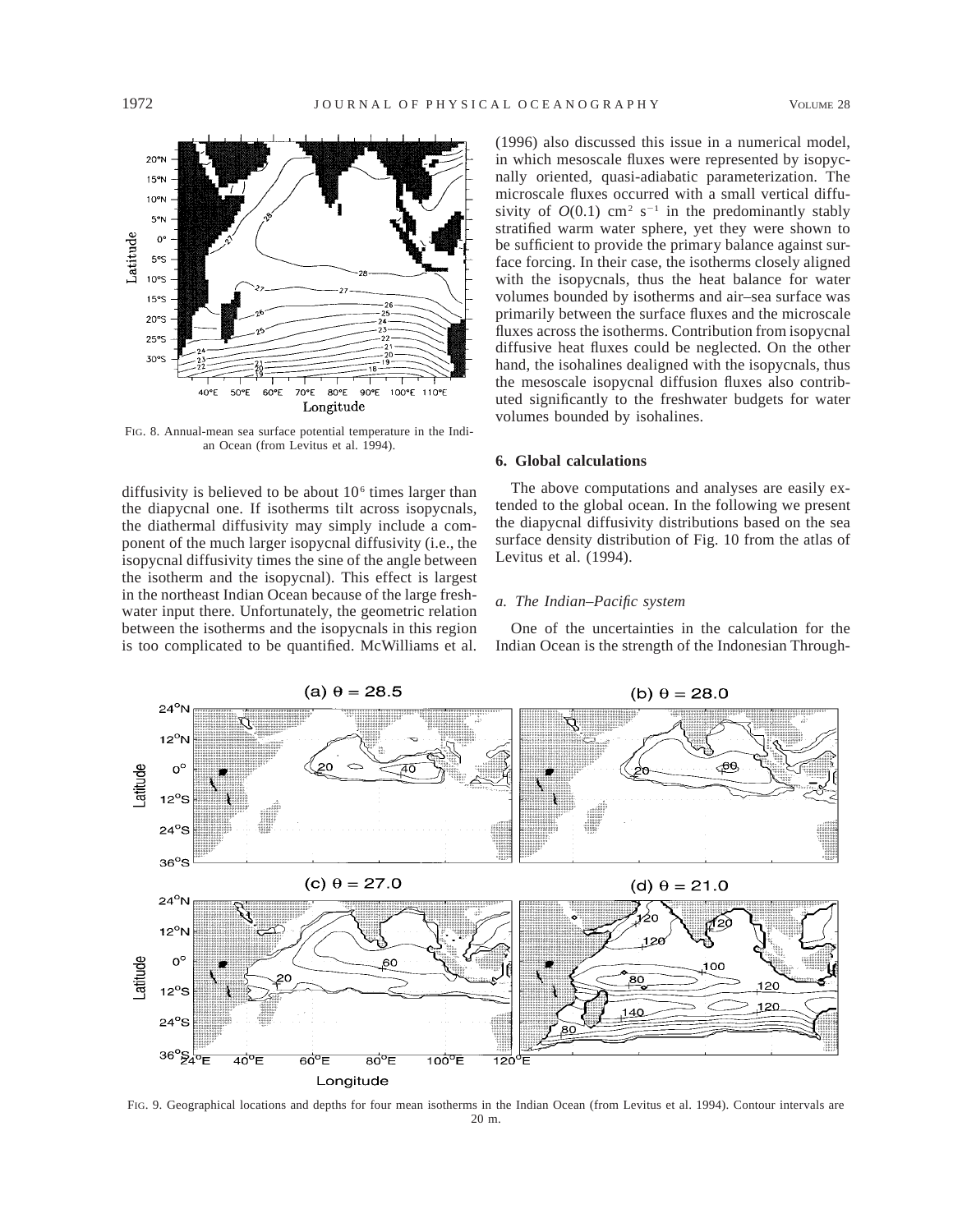FIG. 8. Annual-mean sea surface potential temperature in the Indian Ocean (from Levitus et al. 1994).

diffusivity is believed to be about $10^6$ times larger than the diapycnal one. If isotherms tilt across isopycnals, the diathermal diffusivity may simply include a component of the much larger isopycnal diffusivity (i.e., the isopycnal diffusivity times the sine of the angle between the isotherm and the isopycnal). This effect is largest in the northeast Indian Ocean because of the large freshwater input there. Unfortunately, the geometric relation between the isotherms and the isopycnals in this region is too complicated to be quantified. McWilliams et al. (1996) also discussed this issue in a numerical model, in which mesoscale fluxes were represented by isopycnally oriented, quasi-adiabatic parameterization. The microscale fluxes occurred with a small vertical diffusivity of $O(0.1)$ cm$^2$ s$^{-1}$ in the predominantly stably stratified warm water sphere, yet they were shown to be sufficient to provide the primary balance against surface forcing. In their case, the isotherms closely aligned with the isopycnals, thus the heat balance for water volumes bounded by isotherms and air–sea surface was primarily between the surface fluxes and the microscale fluxes across the isotherms. Contribution from isopycnal diffusive heat fluxes could be neglected. On the other hand, the isohalines dealigned with the isopycnals, thus the mesoscale isopycnal diffusion fluxes also contributed significantly to the freshwater budgets for water volumes bounded by isohalines.

## 6. Global calculations

The above computations and analyses are easily extended to the global ocean. In the following we present the diapycnal diffusivity distributions based on the sea surface density distribution of Fig. 10 from the atlas of Levitus et al. (1994).

### *a. The Indian–Pacific system*

One of the uncertainties in the calculation for the Indian Ocean is the strength of the Indonesian Through-

FIG. 9. Geographical locations and depths for four mean isotherms in the Indian Ocean (from Levitus et al. 1994). Contour intervals are 20 m.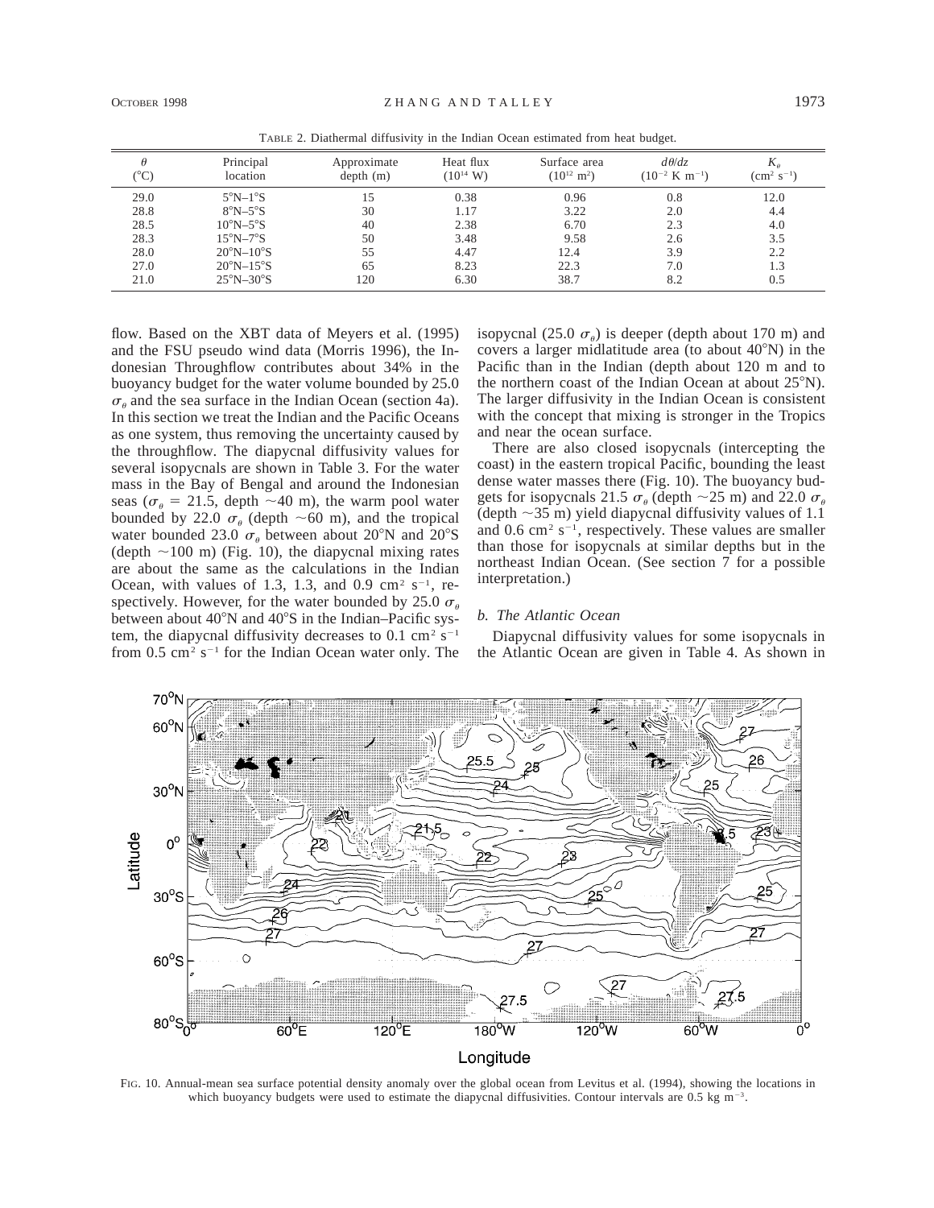TABLE 2. Diathermal diffusivity in the Indian Ocean estimated from heat budget.

| $\theta$ (°C) | Principal location | Approximate depth (m) | Heat flux ($10^{14}$ W) | Surface area ($10^{12}$ m$^2$) | $d\theta/dz$ ($10^{-2}$ K m$^{-1}$) | $K_\theta$ (cm$^2$ s$^{-1}$) |
|---|---|---|---|---|---|---|
| 29.0 | 5°N–1°S | 15 | 0.38 | 0.96 | 0.8 | 12.0 |
| 28.8 | 8°N–5°S | 30 | 1.17 | 3.22 | 2.0 | 4.4 |
| 28.5 | 10°N–5°S | 40 | 2.38 | 6.70 | 2.3 | 4.0 |
| 28.3 | 15°N–7°S | 50 | 3.48 | 9.58 | 2.6 | 3.5 |
| 28.0 | 20°N–10°S | 55 | 4.47 | 12.4 | 3.9 | 2.2 |
| 27.0 | 20°N–15°S | 65 | 8.23 | 22.3 | 7.0 | 1.3 |
| 21.0 | 25°N–30°S | 120 | 6.30 | 38.7 | 8.2 | 0.5 |

flow. Based on the XBT data of Meyers et al. (1995) and the FSU pseudo wind data (Morris 1996), the Indonesian Throughflow contributes about 34% in the buoyancy budget for the water volume bounded by 25.0 $\sigma_\theta$ and the sea surface in the Indian Ocean (section 4a). In this section we treat the Indian and the Pacific Oceans as one system, thus removing the uncertainty caused by the throughflow. The diapycnal diffusivity values for several isopycnals are shown in Table 3. For the water mass in the Bay of Bengal and around the Indonesian seas ($\sigma_\theta$ = 21.5, depth ~40 m), the warm pool water bounded by 22.0 $\sigma_\theta$ (depth ~60 m), and the tropical water bounded 23.0 $\sigma_\theta$ between about 20°N and 20°S (depth ~100 m) (Fig. 10), the diapycnal mixing rates are about the same as the calculations in the Indian Ocean, with values of 1.3, 1.3, and 0.9 cm$^2$ s$^{-1}$, respectively. However, for the water bounded by 25.0 $\sigma_\theta$ between about 40°N and 40°S in the Indian–Pacific system, the diapycnal diffusivity decreases to 0.1 cm$^2$ s$^{-1}$ from 0.5 cm$^2$ s$^{-1}$ for the Indian Ocean water only. The isopycnal (25.0 $\sigma_\theta$) is deeper (depth about 170 m) and covers a larger midlatitude area (to about 40°N) in the Pacific than in the Indian (depth about 120 m and to the northern coast of the Indian Ocean at about 25°N). The larger diffusivity in the Indian Ocean is consistent with the concept that mixing is stronger in the Tropics and near the ocean surface.

There are also closed isopycnals (intercepting the coast) in the eastern tropical Pacific, bounding the least dense water masses there (Fig. 10). The buoyancy budgets for isopycnals 21.5 $\sigma_\theta$ (depth ~25 m) and 22.0 $\sigma_\theta$ (depth ~35 m) yield diapycnal diffusivity values of 1.1 and 0.6 cm$^2$ s$^{-1}$, respectively. These values are smaller than those for isopycnals at similar depths but in the northeast Indian Ocean. (See section 7 for a possible interpretation.)

### *b. The Atlantic Ocean*

Diapycnal diffusivity values for some isopycnals in the Atlantic Ocean are given in Table 4. As shown in

FIG. 10. Annual-mean sea surface potential density anomaly over the global ocean from Levitus et al. (1994), showing the locations in which buoyancy budgets were used to estimate the diapycnal diffusivities. Contour intervals are 0.5 kg m$^{-3}$.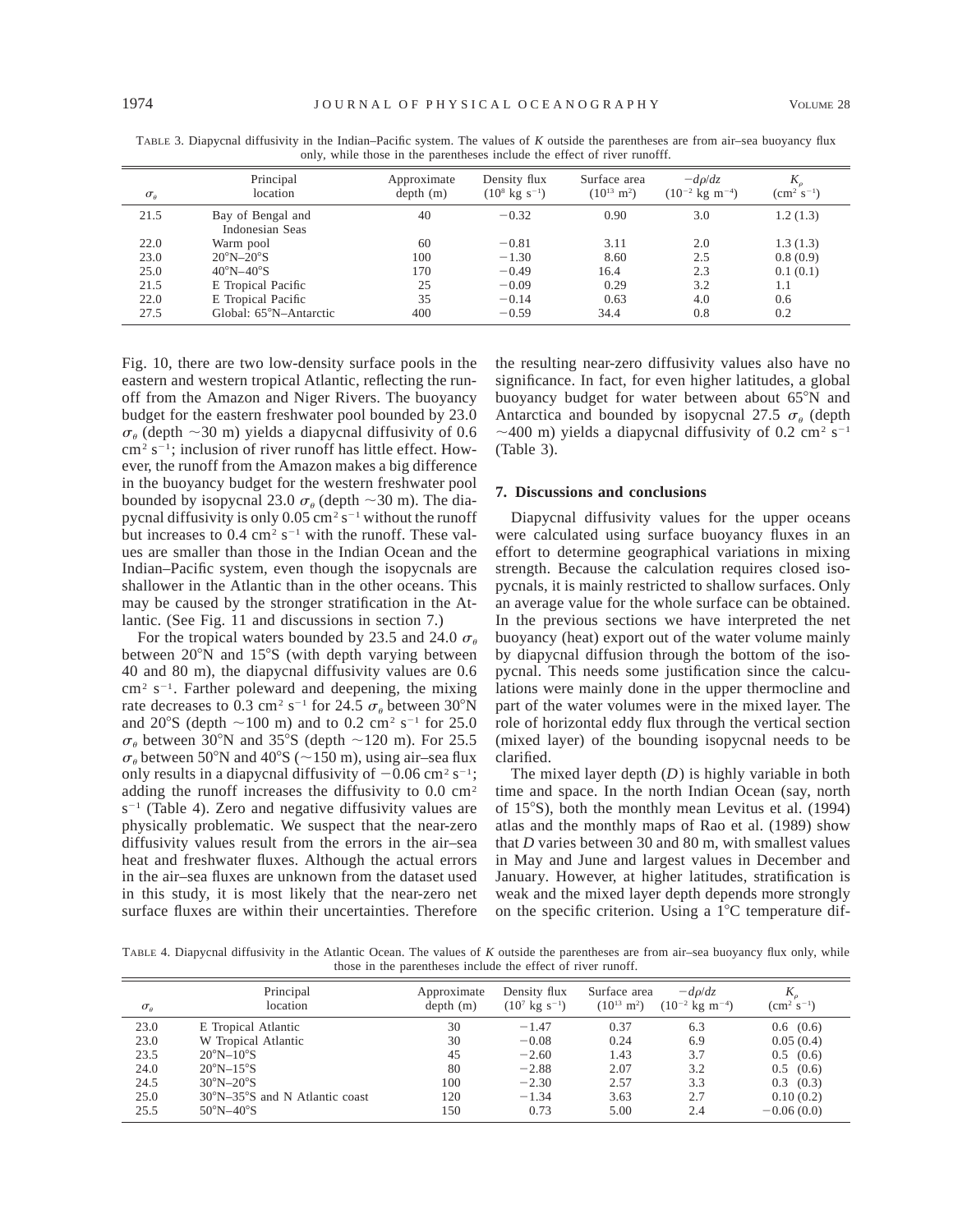TABLE 3. Diapycnal diffusivity in the Indian–Pacific system. The values of K outside the parentheses are from air–sea buoyancy flux only, while those in the parentheses include the effect of river runofff.

| $\sigma_\theta$ | Principal location | Approximate depth (m) | Density flux ($10^8$ kg s$^{-1}$) | Surface area ($10^{13}$ m$^2$) | $-d\rho/dz$ ($10^{-2}$ kg m$^{-4}$) | $K_\rho$ (cm$^2$ s$^{-1}$) |
|---|---|---|---|---|---|---|
| 21.5 | Bay of Bengal and Indonesian Seas | 40 | −0.32 | 0.90 | 3.0 | 1.2 (1.3) |
| 22.0 | Warm pool | 60 | −0.81 | 3.11 | 2.0 | 1.3 (1.3) |
| 23.0 | 20°N–20°S | 100 | −1.30 | 8.60 | 2.5 | 0.8 (0.9) |
| 25.0 | 40°N–40°S | 170 | −0.49 | 16.4 | 2.3 | 0.1 (0.1) |
| 21.5 | E Tropical Pacific | 25 | −0.09 | 0.29 | 3.2 | 1.1 |
| 22.0 | E Tropical Pacific | 35 | −0.14 | 0.63 | 4.0 | 0.6 |
| 27.5 | Global: 65°N–Antarctic | 400 | −0.59 | 34.4 | 0.8 | 0.2 |

Fig. 10, there are two low-density surface pools in the eastern and western tropical Atlantic, reflecting the runoff from the Amazon and Niger Rivers. The buoyancy budget for the eastern freshwater pool bounded by 23.0 $\sigma_\theta$ (depth ~30 m) yields a diapycnal diffusivity of 0.6 cm$^2$ s$^{-1}$; inclusion of river runoff has little effect. However, the runoff from the Amazon makes a big difference in the buoyancy budget for the western freshwater pool bounded by isopycnal 23.0 $\sigma_\theta$ (depth ~30 m). The diapycnal diffusivity is only 0.05 cm$^2$ s$^{-1}$ without the runoff but increases to 0.4 cm$^2$ s$^{-1}$ with the runoff. These values are smaller than those in the Indian Ocean and the Indian–Pacific system, even though the isopycnals are shallower in the Atlantic than in the other oceans. This may be caused by the stronger stratification in the Atlantic. (See Fig. 11 and discussions in section 7.)

For the tropical waters bounded by 23.5 and 24.0 $\sigma_\theta$ between 20°N and 15°S (with depth varying between 40 and 80 m), the diapycnal diffusivity values are 0.6 cm$^2$ s$^{-1}$. Farther poleward and deepening, the mixing rate decreases to 0.3 cm$^2$ s$^{-1}$ for 24.5 $\sigma_\theta$ between 30°N and 20°S (depth ~100 m) and to 0.2 cm$^2$ s$^{-1}$ for 25.0 $\sigma_\theta$ between 30°N and 35°S (depth ~120 m). For 25.5 $\sigma_\theta$ between 50°N and 40°S (~150 m), using air–sea flux only results in a diapycnal diffusivity of −0.06 cm$^2$ s$^{-1}$; adding the runoff increases the diffusivity to 0.0 cm$^2$ s$^{-1}$ (Table 4). Zero and negative diffusivity values are physically problematic. We suspect that the near-zero diffusivity values result from the errors in the air–sea heat and freshwater fluxes. Although the actual errors in the air–sea fluxes are unknown from the dataset used in this study, it is most likely that the near-zero net surface fluxes are within their uncertainties. Therefore the resulting near-zero diffusivity values also have no significance. In fact, for even higher latitudes, a global buoyancy budget for water between about 65°N and Antarctica and bounded by isopycnal 27.5 $\sigma_\theta$ (depth ~400 m) yields a diapycnal diffusivity of 0.2 cm$^2$ s$^{-1}$ (Table 3).

## 7. Discussions and conclusions

Diapycnal diffusivity values for the upper oceans were calculated using surface buoyancy fluxes in an effort to determine geographical variations in mixing strength. Because the calculation requires closed isopycnals, it is mainly restricted to shallow surfaces. Only an average value for the whole surface can be obtained. In the previous sections we have interpreted the net buoyancy (heat) export out of the water volume mainly by diapycnal diffusion through the bottom of the isopycnal. This needs some justification since the calculations were mainly done in the upper thermocline and part of the water volumes were in the mixed layer. The role of horizontal eddy flux through the vertical section (mixed layer) of the bounding isopycnal needs to be clarified.

The mixed layer depth ($D$) is highly variable in both time and space. In the north Indian Ocean (say, north of 15°S), both the monthly mean Levitus et al. (1994) atlas and the monthly maps of Rao et al. (1989) show that $D$ varies between 30 and 80 m, with smallest values in May and June and largest values in December and January. However, at higher latitudes, stratification is weak and the mixed layer depth depends more strongly on the specific criterion. Using a 1°C temperature dif-

TABLE 4. Diapycnal diffusivity in the Atlantic Ocean. The values of K outside the parentheses are from air–sea buoyancy flux only, while those in the parentheses include the effect of river runoff.

| $\sigma_\theta$ | Principal location | Approximate depth (m) | Density flux ($10^7$ kg s$^{-1}$) | Surface area ($10^{13}$ m$^2$) | $-d\rho/dz$ ($10^{-2}$ kg m$^{-4}$) | $K_\rho$ (cm$^2$ s$^{-1}$) |
|---|---|---|---|---|---|---|
| 23.0 | E Tropical Atlantic | 30 | −1.47 | 0.37 | 6.3 | 0.6 (0.6) |
| 23.0 | W Tropical Atlantic | 30 | −0.08 | 0.24 | 6.9 | 0.05 (0.4) |
| 23.5 | 20°N–10°S | 45 | −2.60 | 1.43 | 3.7 | 0.5 (0.6) |
| 24.0 | 20°N–15°S | 80 | −2.88 | 2.07 | 3.2 | 0.5 (0.6) |
| 24.5 | 30°N–20°S | 100 | −2.30 | 2.57 | 3.3 | 0.3 (0.3) |
| 25.0 | 30°N–35°S and N Atlantic coast | 120 | −1.34 | 3.63 | 2.7 | 0.10 (0.2) |
| 25.5 | 50°N–40°S | 150 | 0.73 | 5.00 | 2.4 | −0.06 (0.0) |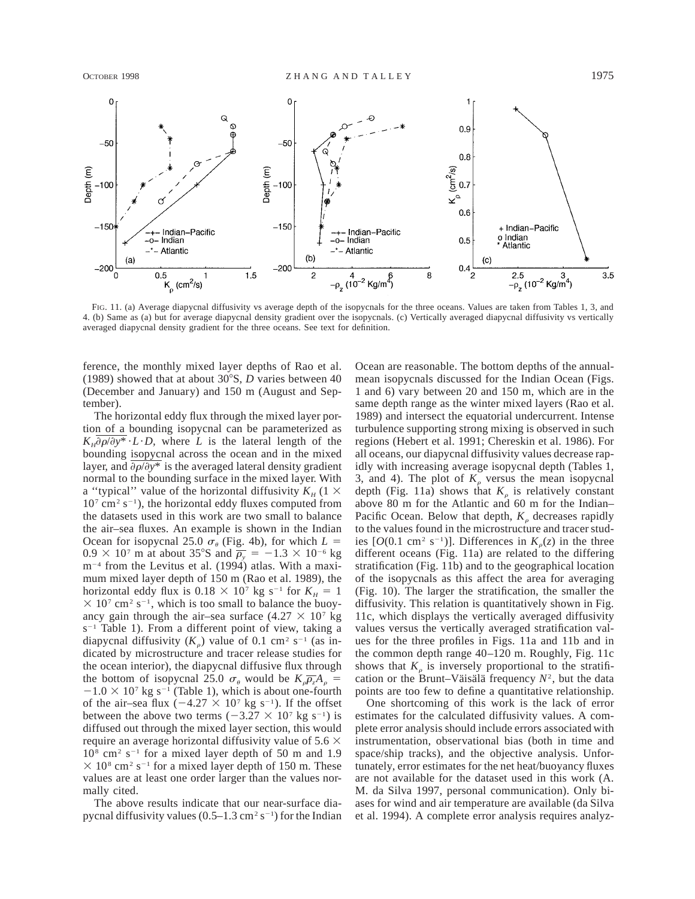FIG. 11. (a) Average diapycnal diffusivity vs average depth of the isopycnals for the three oceans. Values are taken from Tables 1, 3, and 4. (b) Same as (a) but for average diapycnal density gradient over the isopycnals. (c) Vertically averaged diapycnal diffusivity vs vertically averaged diapycnal density gradient for the three oceans. See text for definition.

ference, the monthly mixed layer depths of Rao et al. (1989) showed that at about 30°S, $D$ varies between 40 (December and January) and 150 m (August and September).

The horizontal eddy flux through the mixed layer portion of a bounding isopycnal can be parameterized as $K_H\overline{\partial\rho/\partial y^*}\cdot L\cdot D$, where $L$ is the lateral length of the bounding isopycnal across the ocean and in the mixed layer, and $\overline{\partial\rho/\partial y^*}$ is the averaged lateral density gradient normal to the bounding surface in the mixed layer. With a "typical" value of the horizontal diffusivity $K_H$ ($1 \times 10^7$ cm$^2$ s$^{-1}$), the horizontal eddy fluxes computed from the datasets used in this work are two small to balance the air–sea fluxes. An example is shown in the Indian Ocean for isopycnal 25.0 $\sigma_\theta$ (Fig. 4b), for which $L = 0.9 \times 10^7$ m at about 35°S and $\overline{\rho_y} = -1.3 \times 10^{-6}$ kg m$^{-4}$ from the Levitus et al. (1994) atlas. With a maximum mixed layer depth of 150 m (Rao et al. 1989), the horizontal eddy flux is $0.18 \times 10^7$ kg s$^{-1}$ for $K_H = 1 \times 10^7$ cm$^2$ s$^{-1}$, which is too small to balance the buoyancy gain through the air–sea surface ($4.27 \times 10^7$ kg s$^{-1}$ Table 1). From a different point of view, taking a diapycnal diffusivity ($K_\rho$) value of 0.1 cm$^2$ s$^{-1}$ (as indicated by microstructure and tracer release studies for the ocean interior), the diapycnal diffusive flux through the bottom of isopycnal 25.0 $\sigma_\theta$ would be $K_\rho\overline{\rho_z}A_\rho = -1.0 \times 10^7$ kg s$^{-1}$ (Table 1), which is about one-fourth of the air–sea flux ($-4.27 \times 10^7$ kg s$^{-1}$). If the offset between the above two terms ($-3.27 \times 10^7$ kg s$^{-1}$) is diffused out through the mixed layer section, this would require an average horizontal diffusivity value of $5.6 \times 10^8$ cm$^2$ s$^{-1}$ for a mixed layer depth of 50 m and $1.9 \times 10^8$ cm$^2$ s$^{-1}$ for a mixed layer depth of 150 m. These values are at least one order larger than the values normally cited.

The above results indicate that our near-surface diapycnal diffusivity values (0.5–1.3 cm$^2$ s$^{-1}$) for the Indian Ocean are reasonable. The bottom depths of the annual-mean isopycnals discussed for the Indian Ocean (Figs. 1 and 6) vary between 20 and 150 m, which are in the same depth range as the winter mixed layers (Rao et al. 1989) and intersect the equatorial undercurrent. Intense turbulence supporting strong mixing is observed in such regions (Hebert et al. 1991; Chereskin et al. 1986). For all oceans, our diapycnal diffusivity values decrease rapidly with increasing average isopycnal depth (Tables 1, 3, and 4). The plot of $K_\rho$ versus the mean isopycnal depth (Fig. 11a) shows that $K_\rho$ is relatively constant above 80 m for the Atlantic and 60 m for the Indian–Pacific Ocean. Below that depth, $K_\rho$ decreases rapidly to the values found in the microstructure and tracer studies [$O$(0.1 cm$^2$ s$^{-1}$)]. Differences in $K_\rho(z)$ in the three different oceans (Fig. 11a) are related to the differing stratification (Fig. 11b) and to the geographical location of the isopycnals as this affect the area for averaging (Fig. 10). The larger the stratification, the smaller the diffusivity. This relation is quantitatively shown in Fig. 11c, which displays the vertically averaged diffusivity values versus the vertically averaged stratification values for the three profiles in Figs. 11a and 11b and in the common depth range 40–120 m. Roughly, Fig. 11c shows that $K_\rho$ is inversely proportional to the stratification or the Brunt–Väisälä frequency $N^2$, but the data points are too few to define a quantitative relationship.

One shortcoming of this work is the lack of error estimates for the calculated diffusivity values. A complete error analysis should include errors associated with instrumentation, observational bias (both in time and space/ship tracks), and the objective analysis. Unfortunately, error estimates for the net heat/buoyancy fluxes are not available for the dataset used in this work (A. M. da Silva 1997, personal communication). Only biases for wind and air temperature are available (da Silva et al. 1994). A complete error analysis requires analyz-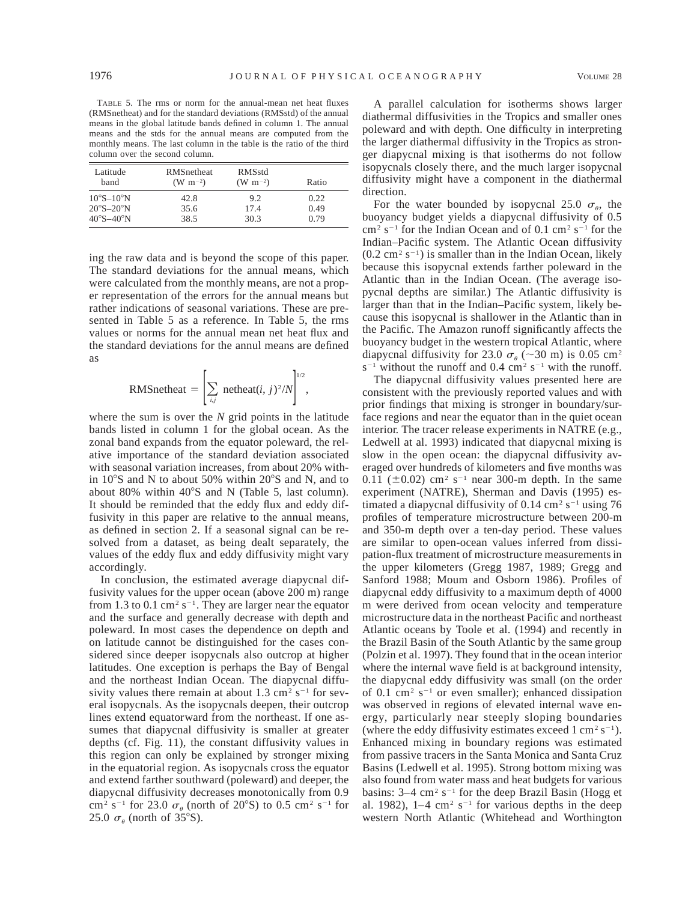TABLE 5. The rms or norm for the annual-mean net heat fluxes (RMSnetheat) and for the standard deviations (RMSstd) of the annual means in the global latitude bands defined in column 1. The annual means and the stds for the annual means are computed from the monthly means. The last column in the table is the ratio of the third column over the second column.

| Latitude band | RMSnetheat (W m$^{-2}$) | RMSstd (W m$^{-2}$) | Ratio |
|---|---|---|---|
| 10°S–10°N | 42.8 | 9.2 | 0.22 |
| 20°S–20°N | 35.6 | 17.4 | 0.49 |
| 40°S–40°N | 38.5 | 30.3 | 0.79 |

ing the raw data and is beyond the scope of this paper. The standard deviations for the annual means, which were calculated from the monthly means, are not a proper representation of the errors for the annual means but rather indications of seasonal variations. These are presented in Table 5 as a reference. In Table 5, the rms values or norms for the annual mean net heat flux and the standard deviations for the annul means are defined as

$$\text{RMSnetheat} = \left[\sum_{i,j} \text{netheat}(i, j)^2/N\right]^{1/2},$$

where the sum is over the $N$ grid points in the latitude bands listed in column 1 for the global ocean. As the zonal band expands from the equator poleward, the relative importance of the standard deviation associated with seasonal variation increases, from about 20% within 10°S and N to about 50% within 20°S and N, and to about 80% within 40°S and N (Table 5, last column). It should be reminded that the eddy flux and eddy diffusivity in this paper are relative to the annual means, as defined in section 2. If a seasonal signal can be resolved from a dataset, as being dealt separately, the values of the eddy flux and eddy diffusivity might vary accordingly.

In conclusion, the estimated average diapycnal diffusivity values for the upper ocean (above 200 m) range from 1.3 to 0.1 cm$^2$ s$^{-1}$. They are larger near the equator and the surface and generally decrease with depth and poleward. In most cases the dependence on depth and on latitude cannot be distinguished for the cases considered since deeper isopycnals also outcrop at higher latitudes. One exception is perhaps the Bay of Bengal and the northeast Indian Ocean. The diapycnal diffusivity values there remain at about 1.3 cm$^2$ s$^{-1}$ for several isopycnals. As the isopycnals deepen, their outcrop lines extend equatorward from the northeast. If one assumes that diapycnal diffusivity is smaller at greater depths (cf. Fig. 11), the constant diffusivity values in this region can only be explained by stronger mixing in the equatorial region. As isopycnals cross the equator and extend farther southward (poleward) and deeper, the diapycnal diffusivity decreases monotonically from 0.9 cm$^2$ s$^{-1}$ for 23.0 $\sigma_\theta$ (north of 20°S) to 0.5 cm$^2$ s$^{-1}$ for 25.0 $\sigma_\theta$ (north of 35°S).

A parallel calculation for isotherms shows larger diathermal diffusivities in the Tropics and smaller ones poleward and with depth. One difficulty in interpreting the larger diathermal diffusivity in the Tropics as stronger diapycnal mixing is that isotherms do not follow isopycnals closely there, and the much larger isopycnal diffusivity might have a component in the diathermal direction.

For the water bounded by isopycnal 25.0 $\sigma_\theta$, the buoyancy budget yields a diapycnal diffusivity of 0.5 cm$^2$ s$^{-1}$ for the Indian Ocean and of 0.1 cm$^2$ s$^{-1}$ for the Indian–Pacific system. The Atlantic Ocean diffusivity (0.2 cm$^2$ s$^{-1}$) is smaller than in the Indian Ocean, likely because this isopycnal extends farther poleward in the Atlantic than in the Indian Ocean. (The average isopycnal depths are similar.) The Atlantic diffusivity is larger than that in the Indian–Pacific system, likely because this isopycnal is shallower in the Atlantic than in the Pacific. The Amazon runoff significantly affects the buoyancy budget in the western tropical Atlantic, where diapycnal diffusivity for 23.0 $\sigma_\theta$ (~30 m) is 0.05 cm$^2$ s$^{-1}$ without the runoff and 0.4 cm$^2$ s$^{-1}$ with the runoff.

The diapycnal diffusivity values presented here are consistent with the previously reported values and with prior findings that mixing is stronger in boundary/surface regions and near the equator than in the quiet ocean interior. The tracer release experiments in NATRE (e.g., Ledwell at al. 1993) indicated that diapycnal mixing is slow in the open ocean: the diapycnal diffusivity averaged over hundreds of kilometers and five months was 0.11 ($\pm$0.02) cm$^2$ s$^{-1}$ near 300-m depth. In the same experiment (NATRE), Sherman and Davis (1995) estimated a diapycnal diffusivity of 0.14 cm$^2$ s$^{-1}$ using 76 profiles of temperature microstructure between 200-m and 350-m depth over a ten-day period. These values are similar to open-ocean values inferred from dissipation-flux treatment of microstructure measurements in the upper kilometers (Gregg 1987, 1989; Gregg and Sanford 1988; Moum and Osborn 1986). Profiles of diapycnal eddy diffusivity to a maximum depth of 4000 m were derived from ocean velocity and temperature microstructure data in the northeast Pacific and northeast Atlantic oceans by Toole et al. (1994) and recently in the Brazil Basin of the South Atlantic by the same group (Polzin et al. 1997). They found that in the ocean interior where the internal wave field is at background intensity, the diapycnal eddy diffusivity was small (on the order of 0.1 cm$^2$ s$^{-1}$ or even smaller); enhanced dissipation was observed in regions of elevated internal wave energy, particularly near steeply sloping boundaries (where the eddy diffusivity estimates exceed 1 cm$^2$ s$^{-1}$). Enhanced mixing in boundary regions was estimated from passive tracers in the Santa Monica and Santa Cruz Basins (Ledwell et al. 1995). Strong bottom mixing was also found from water mass and heat budgets for various basins: 3–4 cm$^2$ s$^{-1}$ for the deep Brazil Basin (Hogg et al. 1982), 1–4 cm$^2$ s$^{-1}$ for various depths in the deep western North Atlantic (Whitehead and Worthington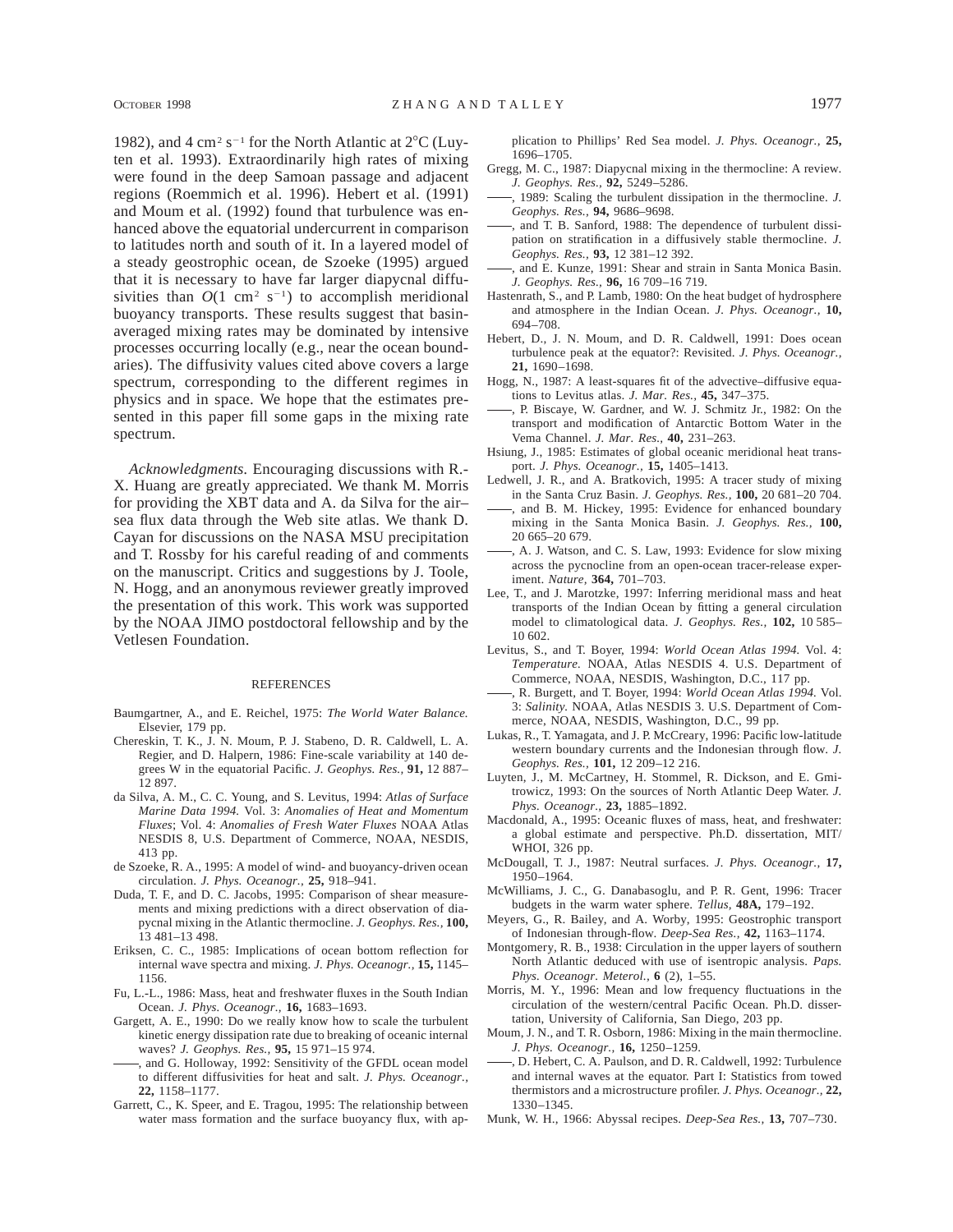1982), and 4 $cm^2 s^{-1}$ for the North Atlantic at 2°C (Luyten et al. 1993). Extraordinarily high rates of mixing were found in the deep Samoan passage and adjacent regions (Roemmich et al. 1996). Hebert et al. (1991) and Moum et al. (1992) found that turbulence was enhanced above the equatorial undercurrent in comparison to latitudes north and south of it. In a layered model of a steady geostrophic ocean, de Szoeke (1995) argued that it is necessary to have far larger diapycnal diffusivities than $O(1\ cm^2\ s^{-1})$ to accomplish meridional buoyancy transports. These results suggest that basin-averaged mixing rates may be dominated by intensive processes occurring locally (e.g., near the ocean boundaries). The diffusivity values cited above covers a large spectrum, corresponding to the different regimes in physics and in space. We hope that the estimates presented in this paper fill some gaps in the mixing rate spectrum.

*Acknowledgments.* Encouraging discussions with R.-X. Huang are greatly appreciated. We thank M. Morris for providing the XBT data and A. da Silva for the air–sea flux data through the Web site atlas. We thank D. Cayan for discussions on the NASA MSU precipitation and T. Rossby for his careful reading of and comments on the manuscript. Critics and suggestions by J. Toole, N. Hogg, and an anonymous reviewer greatly improved the presentation of this work. This work was supported by the NOAA JIMO postdoctoral fellowship and by the Vetlesen Foundation.

## REFERENCES

Baumgartner, A., and E. Reichel, 1975: *The World Water Balance.* Elsevier, 179 pp.

Chereskin, T. K., J. N. Moum, P. J. Stabeno, D. R. Caldwell, L. A. Regier, and D. Halpern, 1986: Fine-scale variability at 140 degrees W in the equatorial Pacific. *J. Geophys. Res.,* **91,** 12 887–12 897.

da Silva, A. M., C. C. Young, and S. Levitus, 1994: *Atlas of Surface Marine Data 1994.* Vol. 3: *Anomalies of Heat and Momentum Fluxes*; Vol. 4: *Anomalies of Fresh Water Fluxes* NOAA Atlas NESDIS 8, U.S. Department of Commerce, NOAA, NESDIS, 413 pp.

de Szoeke, R. A., 1995: A model of wind- and buoyancy-driven ocean circulation. *J. Phys. Oceanogr.,* **25,** 918–941.

Duda, T. F., and D. C. Jacobs, 1995: Comparison of shear measurements and mixing predictions with a direct observation of diapycnal mixing in the Atlantic thermocline. *J. Geophys. Res.,* **100,** 13 481–13 498.

Eriksen, C. C., 1985: Implications of ocean bottom reflection for internal wave spectra and mixing. *J. Phys. Oceanogr.,* **15,** 1145–1156.

Fu, L.-L., 1986: Mass, heat and freshwater fluxes in the South Indian Ocean. *J. Phys. Oceanogr.,* **16,** 1683–1693.

Gargett, A. E., 1990: Do we really know how to scale the turbulent kinetic energy dissipation rate due to breaking of oceanic internal waves? *J. Geophys. Res.,* **95,** 15 971–15 974.

——, and G. Holloway, 1992: Sensitivity of the GFDL ocean model to different diffusivities for heat and salt. *J. Phys. Oceanogr.,* **22,** 1158–1177.

Garrett, C., K. Speer, and E. Tragou, 1995: The relationship between water mass formation and the surface buoyancy flux, with application to Phillips' Red Sea model. *J. Phys. Oceanogr.,* **25,** 1696–1705.

Gregg, M. C., 1987: Diapycnal mixing in the thermocline: A review. *J. Geophys. Res.,* **92,** 5249–5286.

——, 1989: Scaling the turbulent dissipation in the thermocline. *J. Geophys. Res.,* **94,** 9686–9698.

——, and T. B. Sanford, 1988: The dependence of turbulent dissipation on stratification in a diffusively stable thermocline. *J. Geophys. Res.,* **93,** 12 381–12 392.

——, and E. Kunze, 1991: Shear and strain in Santa Monica Basin. *J. Geophys. Res.,* **96,** 16 709–16 719.

Hastenrath, S., and P. Lamb, 1980: On the heat budget of hydrosphere and atmosphere in the Indian Ocean. *J. Phys. Oceanogr.,* **10,** 694–708.

Hebert, D., J. N. Moum, and D. R. Caldwell, 1991: Does ocean turbulence peak at the equator?: Revisited. *J. Phys. Oceanogr.,* **21,** 1690–1698.

Hogg, N., 1987: A least-squares fit of the advective–diffusive equations to Levitus atlas. *J. Mar. Res.,* **45,** 347–375.

——, P. Biscaye, W. Gardner, and W. J. Schmitz Jr., 1982: On the transport and modification of Antarctic Bottom Water in the Vema Channel. *J. Mar. Res.,* **40,** 231–263.

Hsiung, J., 1985: Estimates of global oceanic meridional heat transport. *J. Phys. Oceanogr.,* **15,** 1405–1413.

Ledwell, J. R., and A. Bratkovich, 1995: A tracer study of mixing in the Santa Cruz Basin. *J. Geophys. Res.,* **100,** 20 681–20 704.

——, and B. M. Hickey, 1995: Evidence for enhanced boundary mixing in the Santa Monica Basin. *J. Geophys. Res.,* **100,** 20 665–20 679.

——, A. J. Watson, and C. S. Law, 1993: Evidence for slow mixing across the pycnocline from an open-ocean tracer-release experiment. *Nature,* **364,** 701–703.

Lee, T., and J. Marotzke, 1997: Inferring meridional mass and heat transports of the Indian Ocean by fitting a general circulation model to climatological data. *J. Geophys. Res.,* **102,** 10 585–10 602.

Levitus, S., and T. Boyer, 1994: *World Ocean Atlas 1994.* Vol. 4: *Temperature.* NOAA, Atlas NESDIS 4. U.S. Department of Commerce, NOAA, NESDIS, Washington, D.C., 117 pp.

——, R. Burgett, and T. Boyer, 1994: *World Ocean Atlas 1994.* Vol. 3: *Salinity.* NOAA, Atlas NESDIS 3. U.S. Department of Commerce, NOAA, NESDIS, Washington, D.C., 99 pp.

Lukas, R., T. Yamagata, and J. P. McCreary, 1996: Pacific low-latitude western boundary currents and the Indonesian through flow. *J. Geophys. Res.,* **101,** 12 209–12 216.

Luyten, J., M. McCartney, H. Stommel, R. Dickson, and E. Gmitrowicz, 1993: On the sources of North Atlantic Deep Water. *J. Phys. Oceanogr.,* **23,** 1885–1892.

Macdonald, A., 1995: Oceanic fluxes of mass, heat, and freshwater: a global estimate and perspective. Ph.D. dissertation, MIT/WHOI, 326 pp.

McDougall, T. J., 1987: Neutral surfaces. *J. Phys. Oceanogr.,* **17,** 1950–1964.

McWilliams, J. C., G. Danabasoglu, and P. R. Gent, 1996: Tracer budgets in the warm water sphere. *Tellus,* **48A,** 179–192.

Meyers, G., R. Bailey, and A. Worby, 1995: Geostrophic transport of Indonesian through-flow. *Deep-Sea Res.,* **42,** 1163–1174.

Montgomery, R. B., 1938: Circulation in the upper layers of southern North Atlantic deduced with use of isentropic analysis. *Paps. Phys. Oceanogr. Meterol.,* **6** (2), 1–55.

Morris, M. Y., 1996: Mean and low frequency fluctuations in the circulation of the western/central Pacific Ocean. Ph.D. dissertation, University of California, San Diego, 203 pp.

Moum, J. N., and T. R. Osborn, 1986: Mixing in the main thermocline. *J. Phys. Oceanogr.,* **16,** 1250–1259.

——, D. Hebert, C. A. Paulson, and D. R. Caldwell, 1992: Turbulence and internal waves at the equator. Part I: Statistics from towed thermistors and a microstructure profiler. *J. Phys. Oceanogr.,* **22,** 1330–1345.

Munk, W. H., 1966: Abyssal recipes. *Deep-Sea Res.,* **13,** 707–730.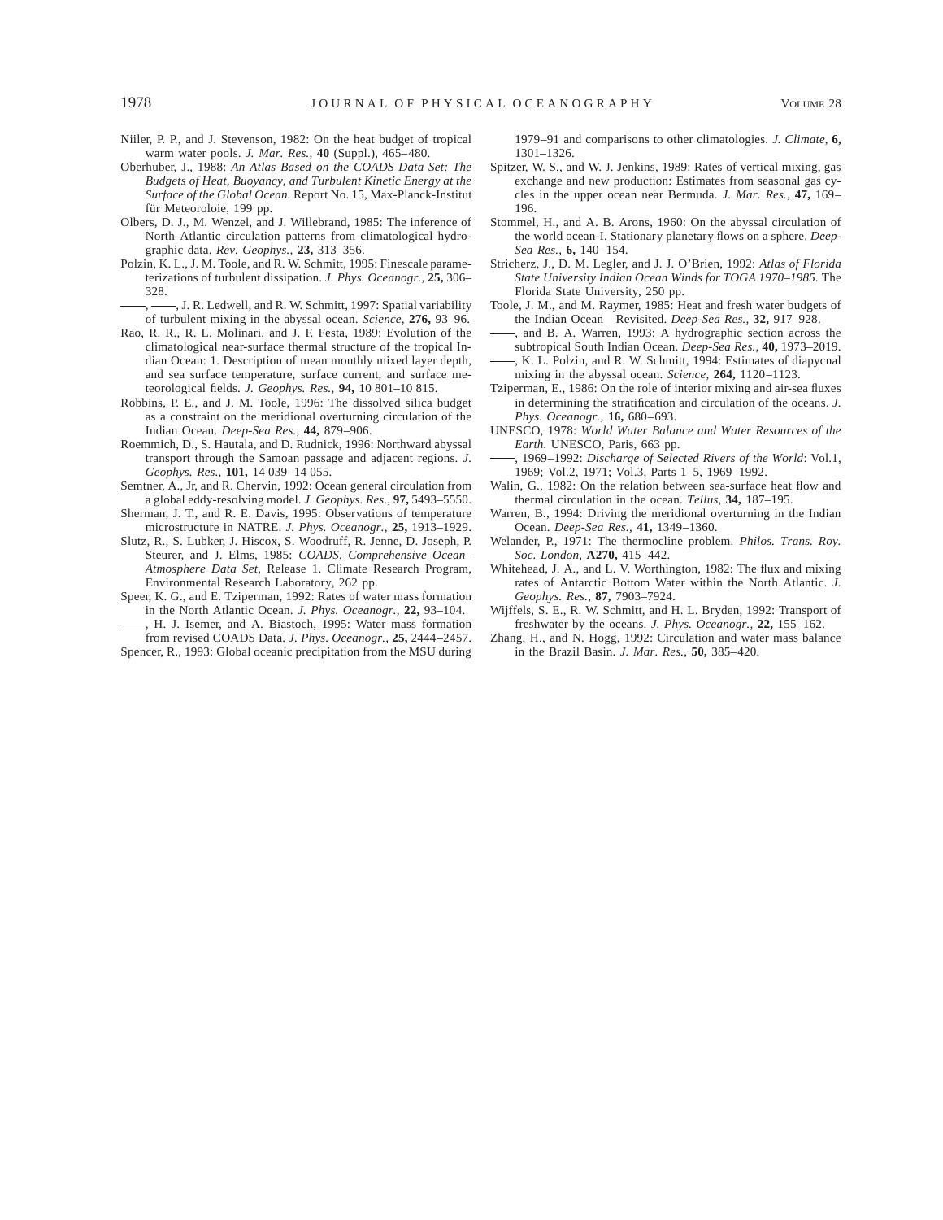Niiler, P. P., and J. Stevenson, 1982: On the heat budget of tropical warm water pools. *J. Mar. Res.,* **40** (Suppl.), 465–480.

Oberhuber, J., 1988: *An Atlas Based on the COADS Data Set: The Budgets of Heat, Buoyancy, and Turbulent Kinetic Energy at the Surface of the Global Ocean.* Report No. 15, Max-Planck-Institut für Meteoroloie, 199 pp.

Olbers, D. J., M. Wenzel, and J. Willebrand, 1985: The inference of North Atlantic circulation patterns from climatological hydrographic data. *Rev. Geophys.,* **23,** 313–356.

Polzin, K. L., J. M. Toole, and R. W. Schmitt, 1995: Finescale parameterizations of turbulent dissipation. *J. Phys. Oceanogr.,* **25,** 306–328.

——, ——, J. R. Ledwell, and R. W. Schmitt, 1997: Spatial variability of turbulent mixing in the abyssal ocean. *Science,* **276,** 93–96.

Rao, R. R., R. L. Molinari, and J. F. Festa, 1989: Evolution of the climatological near-surface thermal structure of the tropical Indian Ocean: 1. Description of mean monthly mixed layer depth, and sea surface temperature, surface current, and surface meteorological fields. *J. Geophys. Res.,* **94,** 10 801–10 815.

Robbins, P. E., and J. M. Toole, 1996: The dissolved silica budget as a constraint on the meridional overturning circulation of the Indian Ocean. *Deep-Sea Res.,* **44,** 879–906.

Roemmich, D., S. Hautala, and D. Rudnick, 1996: Northward abyssal transport through the Samoan passage and adjacent regions. *J. Geophys. Res.,* **101,** 14 039–14 055.

Semtner, A., Jr, and R. Chervin, 1992: Ocean general circulation from a global eddy-resolving model. *J. Geophys. Res.,* **97,** 5493–5550.

Sherman, J. T., and R. E. Davis, 1995: Observations of temperature microstructure in NATRE. *J. Phys. Oceanogr.,* **25,** 1913–1929.

Slutz, R., S. Lubker, J. Hiscox, S. Woodruff, R. Jenne, D. Joseph, P. Steurer, and J. Elms, 1985: *COADS, Comprehensive Ocean–Atmosphere Data Set,* Release 1. Climate Research Program, Environmental Research Laboratory, 262 pp.

Speer, K. G., and E. Tziperman, 1992: Rates of water mass formation in the North Atlantic Ocean. *J. Phys. Oceanogr.,* **22,** 93–104.

——, H. J. Isemer, and A. Biastoch, 1995: Water mass formation from revised COADS Data. *J. Phys. Oceanogr.,* **25,** 2444–2457.

Spencer, R., 1993: Global oceanic precipitation from the MSU during 1979–91 and comparisons to other climatologies. *J. Climate,* **6,** 1301–1326.

Spitzer, W. S., and W. J. Jenkins, 1989: Rates of vertical mixing, gas exchange and new production: Estimates from seasonal gas cycles in the upper ocean near Bermuda. *J. Mar. Res.,* **47,** 169–196.

Stommel, H., and A. B. Arons, 1960: On the abyssal circulation of the world ocean-I. Stationary planetary flows on a sphere. *Deep-Sea Res.,* **6,** 140–154.

Stricherz, J., D. M. Legler, and J. J. O'Brien, 1992: *Atlas of Florida State University Indian Ocean Winds for TOGA 1970–1985.* The Florida State University, 250 pp.

Toole, J. M., and M. Raymer, 1985: Heat and fresh water budgets of the Indian Ocean—Revisited. *Deep-Sea Res.,* **32,** 917–928.

——, and B. A. Warren, 1993: A hydrographic section across the subtropical South Indian Ocean. *Deep-Sea Res.,* **40,** 1973–2019.

——, K. L. Polzin, and R. W. Schmitt, 1994: Estimates of diapycnal mixing in the abyssal ocean. *Science,* **264,** 1120–1123.

Tziperman, E., 1986: On the role of interior mixing and air-sea fluxes in determining the stratification and circulation of the oceans. *J. Phys. Oceanogr.,* **16,** 680–693.

UNESCO, 1978: *World Water Balance and Water Resources of the Earth.* UNESCO, Paris, 663 pp.

——, 1969–1992: *Discharge of Selected Rivers of the World*: Vol.1, 1969; Vol.2, 1971; Vol.3, Parts 1–5, 1969–1992.

Walin, G., 1982: On the relation between sea-surface heat flow and thermal circulation in the ocean. *Tellus,* **34,** 187–195.

Warren, B., 1994: Driving the meridional overturning in the Indian Ocean. *Deep-Sea Res.,* **41,** 1349–1360.

Welander, P., 1971: The thermocline problem. *Philos. Trans. Roy. Soc. London,* **A270,** 415–442.

Whitehead, J. A., and L. V. Worthington, 1982: The flux and mixing rates of Antarctic Bottom Water within the North Atlantic. *J. Geophys. Res.,* **87,** 7903–7924.

Wijffels, S. E., R. W. Schmitt, and H. L. Bryden, 1992: Transport of freshwater by the oceans. *J. Phys. Oceanogr.,* **22,** 155–162.

Zhang, H., and N. Hogg, 1992: Circulation and water mass balance in the Brazil Basin. *J. Mar. Res.,* **50,** 385–420.